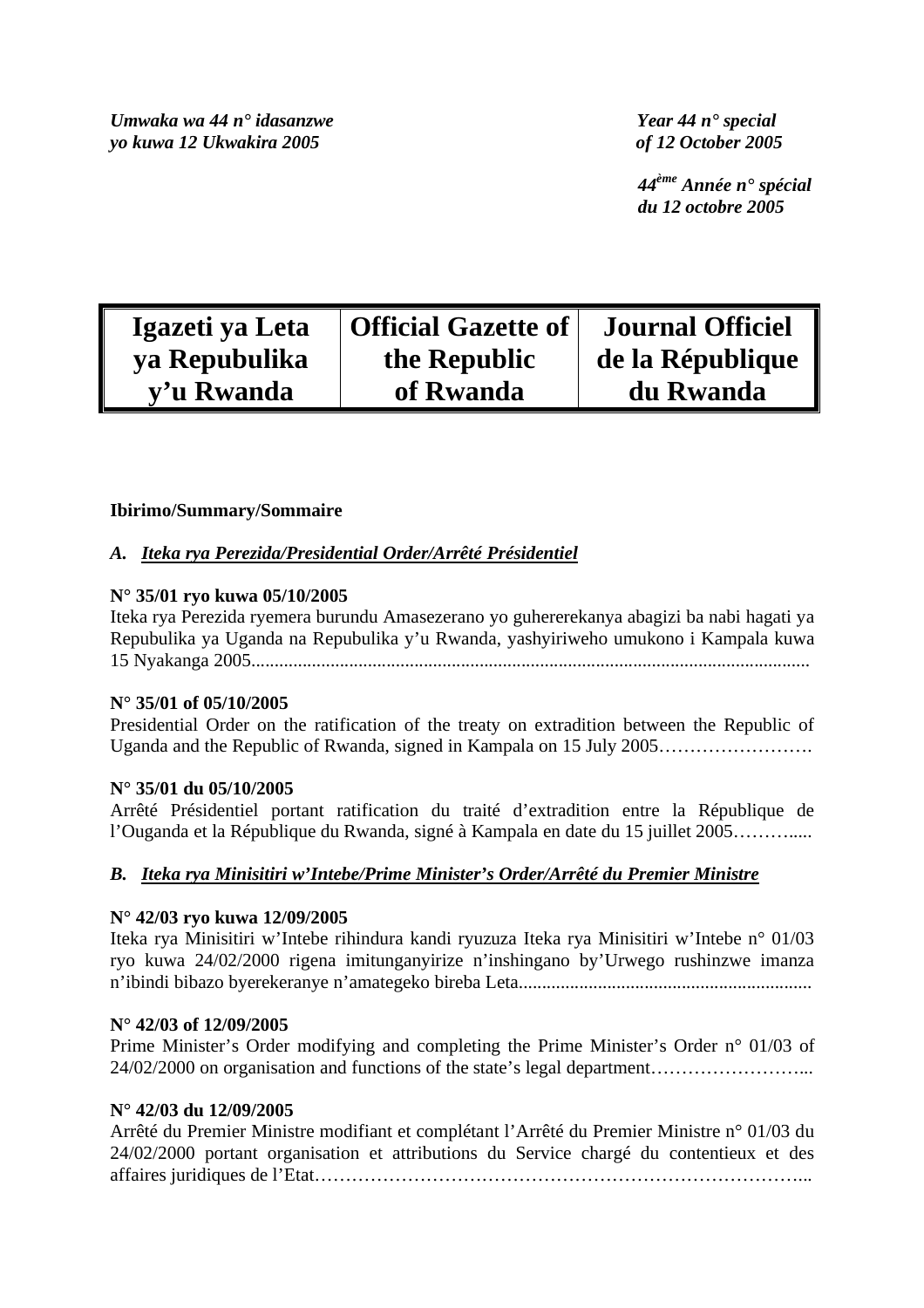*Umwaka wa 44 n° idasanzwe*
*yo kuwa 12 Ukwakira 2005*

*Year 44 n° special*
*of 12 October 2005*

*44$^{ème}$ Année n° spécial*
*du 12 octobre 2005*

| Igazeti ya Leta ya Repubulika y'u Rwanda | Official Gazette of the Republic of Rwanda | Journal Officiel de la République du Rwanda |
|---|---|---|

**Ibirimo/Summary/Sommaire**

***A. Iteka rya Perezida/Presidential Order/Arrêté Présidentiel***

**N° 35/01 ryo kuwa 05/10/2005**
Iteka rya Perezida ryemera burundu Amasezerano yo guhererekanya abagizi ba nabi hagati ya Repubulika ya Uganda na Repubulika y'u Rwanda, yashyiriweho umukono i Kampala kuwa 15 Nyakanga 2005.......................................................................................................................

**N° 35/01 of 05/10/2005**
Presidential Order on the ratification of the treaty on extradition between the Republic of Uganda and the Republic of Rwanda, signed in Kampala on 15 July 2005…………………….

**N° 35/01 du 05/10/2005**
Arrêté Présidentiel portant ratification du traité d'extradition entre la République de l'Ouganda et la République du Rwanda, signé à Kampala en date du 15 juillet 2005……….....

***B. Iteka rya Minisitiri w'Intebe/Prime Minister's Order/Arrêté du Premier Ministre***

**N° 42/03 ryo kuwa 12/09/2005**
Iteka rya Minisitiri w'Intebe rihindura kandi ryuzuza Iteka rya Minisitiri w'Intebe n° 01/03 ryo kuwa 24/02/2000 rigena imitunganyirize n'inshingano by'Urwego rushinzwe imanza n'ibindi bibazo byerekeranye n'amategeko bireba Leta..............................................................

**N° 42/03 of 12/09/2005**
Prime Minister's Order modifying and completing the Prime Minister's Order n° 01/03 of 24/02/2000 on organisation and functions of the state's legal department……………………...

**N° 42/03 du 12/09/2005**
Arrêté du Premier Ministre modifiant et complétant l'Arrêté du Premier Ministre n° 01/03 du 24/02/2000 portant organisation et attributions du Service chargé du contentieux et des affaires juridiques de l'Etat………………………………………………………………………..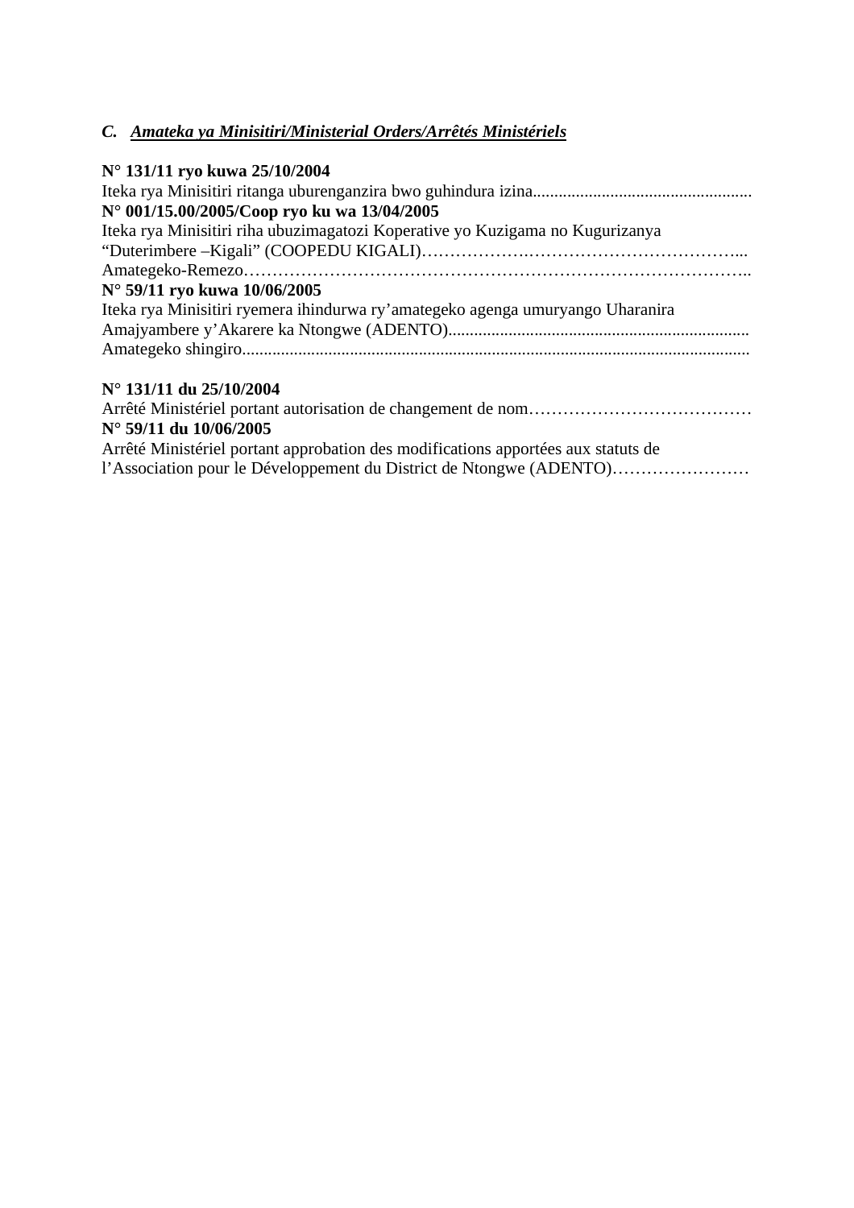### *C. Amateka ya Minisitiri/Ministerial Orders/Arrêtés Ministériels*

**N° 131/11 ryo kuwa 25/10/2004**
Iteka rya Minisitiri ritanga uburenganzira bwo guhindura izina..................................................
**N° 001/15.00/2005/Coop ryo ku wa 13/04/2005**
Iteka rya Minisitiri riha ubuzimagatozi Koperative yo Kuzigama no Kugurizanya "Duterimbere –Kigali" (COOPEDU KIGALI)……………….……………………………...
Amategeko-Remezo………………………………………………………………………..
**N° 59/11 ryo kuwa 10/06/2005**
Iteka rya Minisitiri ryemera ihindurwa ry'amategeko agenga umuryango Uharanira Amajyambere y'Akarere ka Ntongwe (ADENTO).....................................................................
Amategeko shingiro.....................................................................................................................

**N° 131/11 du 25/10/2004**
Arrêté Ministériel portant autorisation de changement de nom…………………………………
**N° 59/11 du 10/06/2005**
Arrêté Ministériel portant approbation des modifications apportées aux statuts de l'Association pour le Développement du District de Ntongwe (ADENTO)……………………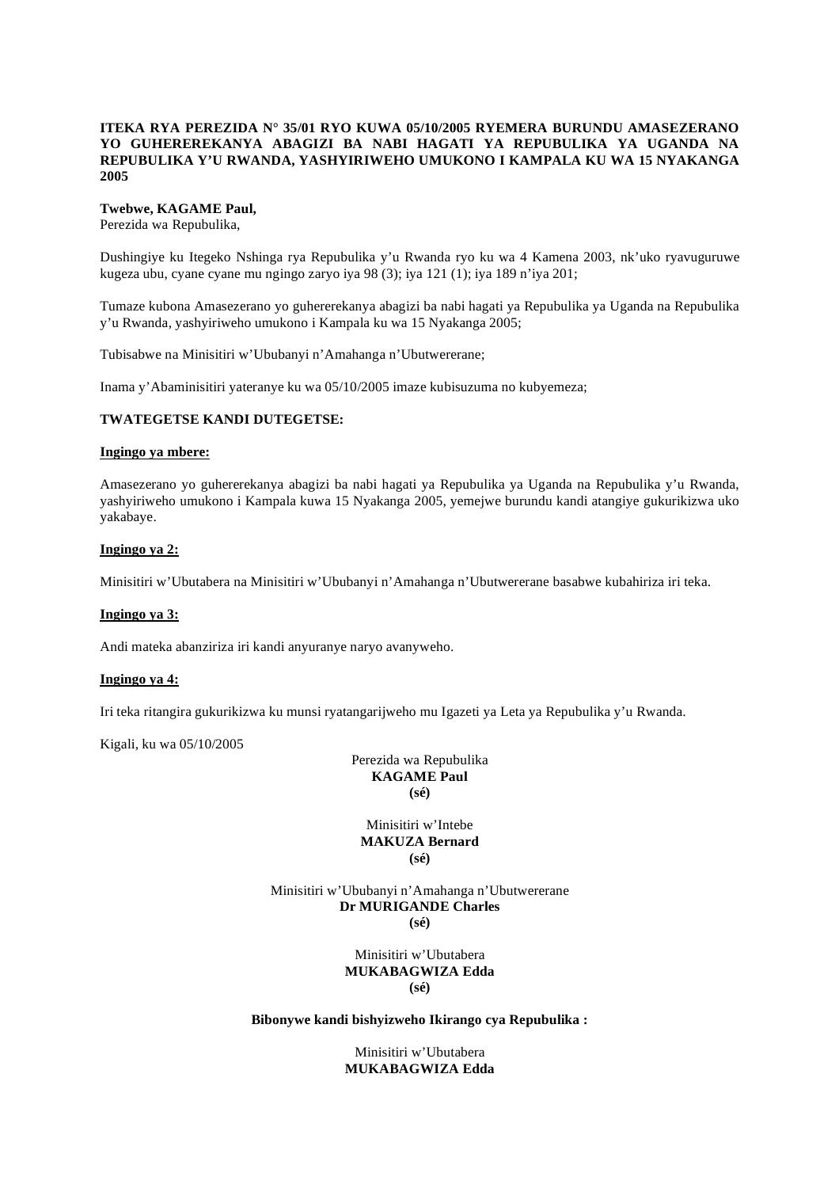**ITEKA RYA PEREZIDA N° 35/01 RYO KUWA 05/10/2005 RYEMERA BURUNDU AMASEZERANO YO GUHEREREKANYA ABAGIZI BA NABI HAGATI YA REPUBULIKA YA UGANDA NA REPUBULIKA Y'U RWANDA, YASHYIRIWEHO UMUKONO I KAMPALA KU WA 15 NYAKANGA 2005**

**Twebwe, KAGAME Paul,**
Perezida wa Repubulika,

Dushingiye ku Itegeko Nshinga rya Repubulika y'u Rwanda ryo ku wa 4 Kamena 2003, nk'uko ryavuguruwe kugeza ubu, cyane cyane mu ngingo zaryo iya 98 (3); iya 121 (1); iya 189 n'iya 201;

Tumaze kubona Amasezerano yo guhererekanya abagizi ba nabi hagati ya Repubulika ya Uganda na Repubulika y'u Rwanda, yashyiriweho umukono i Kampala ku wa 15 Nyakanga 2005;

Tubisabwe na Minisitiri w'Ububanyi n'Amahanga n'Ubutwererane;

Inama y'Abaminisitiri yateranye ku wa 05/10/2005 imaze kubisuzuma no kubyemeza;

**TWATEGETSE KANDI DUTEGETSE:**

**Ingingo ya mbere:**

Amasezerano yo guhererekanya abagizi ba nabi hagati ya Repubulika ya Uganda na Repubulika y'u Rwanda, yashyiriweho umukono i Kampala kuwa 15 Nyakanga 2005, yemejwe burundu kandi atangiye gukurikizwa uko yakabaye.

**Ingingo ya 2:**

Minisitiri w'Ubutabera na Minisitiri w'Ububanyi n'Amahanga n'Ubutwererane basabwe kubahiriza iri teka.

**Ingingo ya 3:**

Andi mateka abanziriza iri kandi anyuranye naryo avanyweho.

**Ingingo ya 4:**

Iri teka ritangira gukurikizwa ku munsi ryatangarijweho mu Igazeti ya Leta ya Repubulika y'u Rwanda.

Kigali, ku wa 05/10/2005

Perezida wa Repubulika
**KAGAME Paul**
**(sé)**

Minisitiri w'Intebe
**MAKUZA Bernard**
**(sé)**

Minisitiri w'Ububanyi n'Amahanga n'Ubutwererane
**Dr MURIGANDE Charles**
**(sé)**

Minisitiri w'Ubutabera
**MUKABAGWIZA Edda**
**(sé)**

**Bibonywe kandi bishyizweho Ikirango cya Repubulika :**

Minisitiri w'Ubutabera
**MUKABAGWIZA Edda**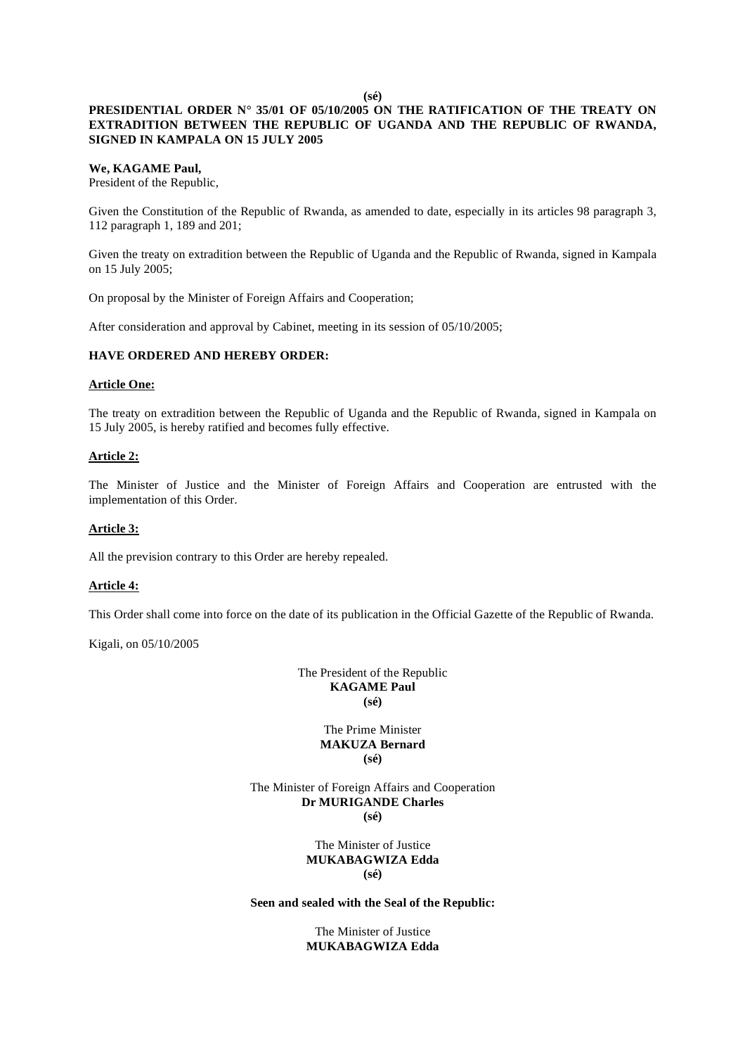**(sé)**

**PRESIDENTIAL ORDER N° 35/01 OF 05/10/2005 ON THE RATIFICATION OF THE TREATY ON EXTRADITION BETWEEN THE REPUBLIC OF UGANDA AND THE REPUBLIC OF RWANDA, SIGNED IN KAMPALA ON 15 JULY 2005**

**We, KAGAME Paul,**
President of the Republic,

Given the Constitution of the Republic of Rwanda, as amended to date, especially in its articles 98 paragraph 3, 112 paragraph 1, 189 and 201;

Given the treaty on extradition between the Republic of Uganda and the Republic of Rwanda, signed in Kampala on 15 July 2005;

On proposal by the Minister of Foreign Affairs and Cooperation;

After consideration and approval by Cabinet, meeting in its session of 05/10/2005;

**HAVE ORDERED AND HEREBY ORDER:**

**Article One:**

The treaty on extradition between the Republic of Uganda and the Republic of Rwanda, signed in Kampala on 15 July 2005, is hereby ratified and becomes fully effective.

**Article 2:**

The Minister of Justice and the Minister of Foreign Affairs and Cooperation are entrusted with the implementation of this Order.

**Article 3:**

All the prevision contrary to this Order are hereby repealed.

**Article 4:**

This Order shall come into force on the date of its publication in the Official Gazette of the Republic of Rwanda.

Kigali, on 05/10/2005

The President of the Republic
**KAGAME Paul**
**(sé)**

The Prime Minister
**MAKUZA Bernard**
**(sé)**

The Minister of Foreign Affairs and Cooperation
**Dr MURIGANDE Charles**
**(sé)**

The Minister of Justice
**MUKABAGWIZA Edda**
**(sé)**

**Seen and sealed with the Seal of the Republic:**

The Minister of Justice
**MUKABAGWIZA Edda**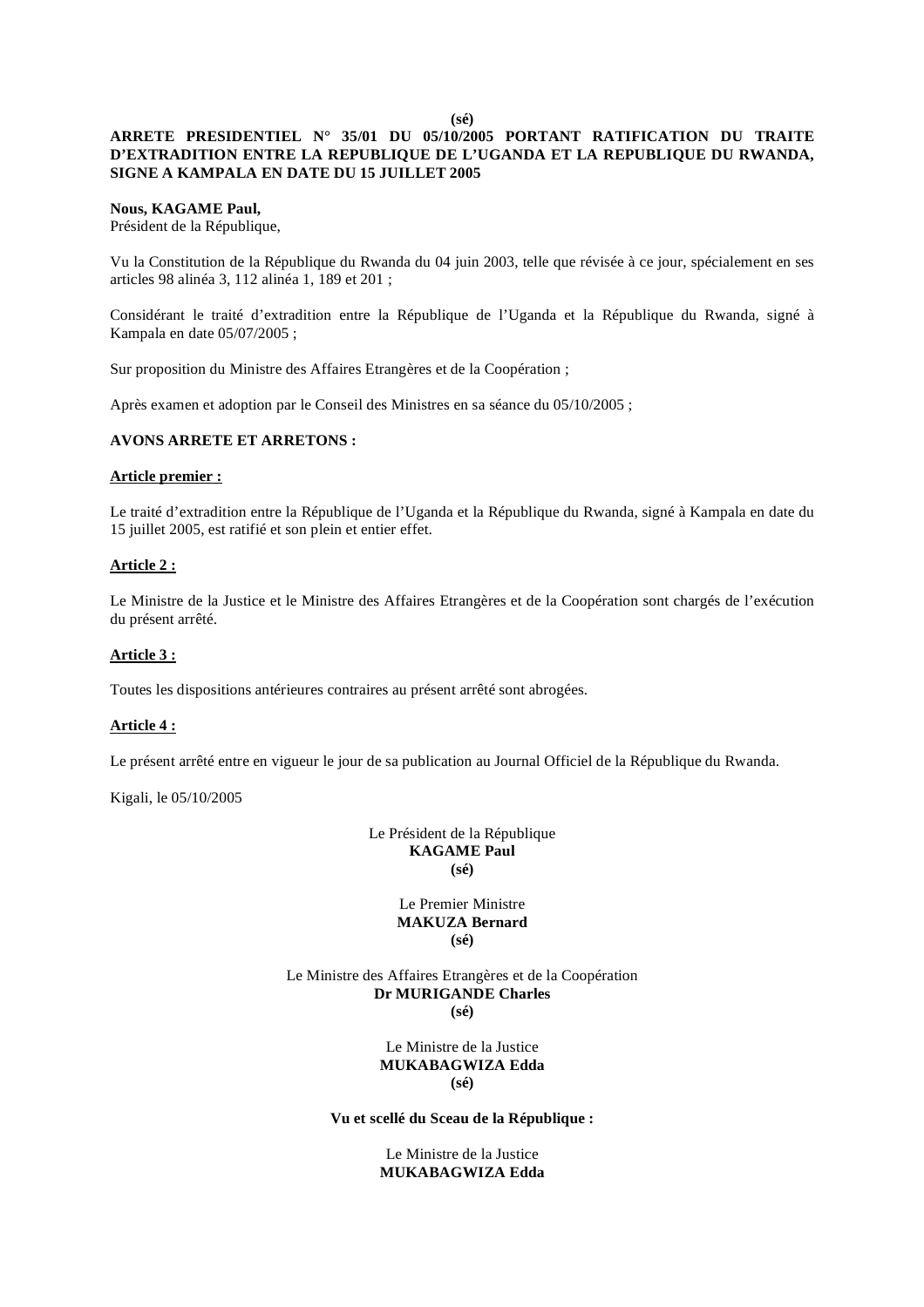**(sé)**

**ARRETE PRESIDENTIEL N° 35/01 DU 05/10/2005 PORTANT RATIFICATION DU TRAITE D'EXTRADITION ENTRE LA REPUBLIQUE DE L'UGANDA ET LA REPUBLIQUE DU RWANDA, SIGNE A KAMPALA EN DATE DU 15 JUILLET 2005**

**Nous, KAGAME Paul,**
Président de la République,

Vu la Constitution de la République du Rwanda du 04 juin 2003, telle que révisée à ce jour, spécialement en ses articles 98 alinéa 3, 112 alinéa 1, 189 et 201 ;

Considérant le traité d'extradition entre la République de l'Uganda et la République du Rwanda, signé à Kampala en date 05/07/2005 ;

Sur proposition du Ministre des Affaires Etrangères et de la Coopération ;

Après examen et adoption par le Conseil des Ministres en sa séance du 05/10/2005 ;

**AVONS ARRETE ET ARRETONS :**

**Article premier :**

Le traité d'extradition entre la République de l'Uganda et la République du Rwanda, signé à Kampala en date du 15 juillet 2005, est ratifié et son plein et entier effet.

**Article 2 :**

Le Ministre de la Justice et le Ministre des Affaires Etrangères et de la Coopération sont chargés de l'exécution du présent arrêté.

**Article 3 :**

Toutes les dispositions antérieures contraires au présent arrêté sont abrogées.

**Article 4 :**

Le présent arrêté entre en vigueur le jour de sa publication au Journal Officiel de la République du Rwanda.

Kigali, le 05/10/2005

Le Président de la République
**KAGAME Paul**
**(sé)**

Le Premier Ministre
**MAKUZA Bernard**
**(sé)**

Le Ministre des Affaires Etrangères et de la Coopération
**Dr MURIGANDE Charles**
**(sé)**

Le Ministre de la Justice
**MUKABAGWIZA Edda**
**(sé)**

**Vu et scellé du Sceau de la République :**

Le Ministre de la Justice
**MUKABAGWIZA Edda**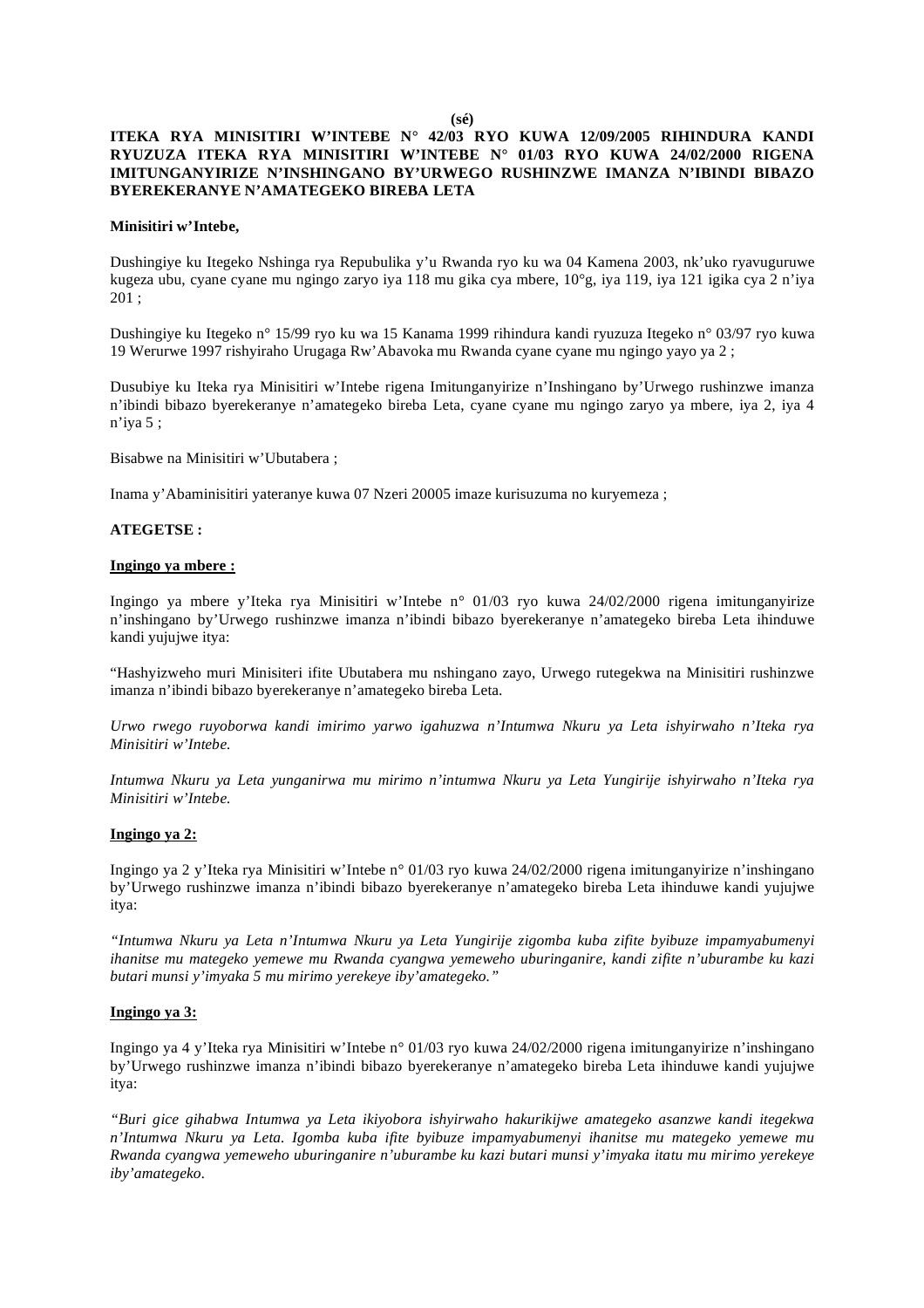**(sé)**

**ITEKA RYA MINISITIRI W'INTEBE N° 42/03 RYO KUWA 12/09/2005 RIHINDURA KANDI RYUZUZA ITEKA RYA MINISITIRI W'INTEBE N° 01/03 RYO KUWA 24/02/2000 RIGENA IMITUNGANYIRIZE N'INSHINGANO BY'URWEGO RUSHINZWE IMANZA N'IBINDI BIBAZO BYEREKERANYE N'AMATEGEKO BIREBA LETA**

**Minisitiri w'Intebe,**

Dushingiye ku Itegeko Nshinga rya Repubulika y'u Rwanda ryo ku wa 04 Kamena 2003, nk'uko ryavuguruwe kugeza ubu, cyane cyane mu ngingo zaryo iya 118 mu gika cya mbere, 10°g, iya 119, iya 121 igika cya 2 n'iya 201 ;

Dushingiye ku Itegeko n° 15/99 ryo ku wa 15 Kanama 1999 rihindura kandi ryuzuza Itegeko n° 03/97 ryo kuwa 19 Werurwe 1997 rishyiraho Urugaga Rw'Abavoka mu Rwanda cyane cyane mu ngingo yayo ya 2 ;

Dusubiye ku Iteka rya Minisitiri w'Intebe rigena Imitunganyirize n'Inshingano by'Urwego rushinzwe imanza n'ibindi bibazo byerekeranye n'amategeko bireba Leta, cyane cyane mu ngingo zaryo ya mbere, iya 2, iya 4 n'iya 5 ;

Bisabwe na Minisitiri w'Ubutabera ;

Inama y'Abaminisitiri yateranye kuwa 07 Nzeri 20005 imaze kurisuzuma no kuryemeza ;

**ATEGETSE :**

**Ingingo ya mbere :**

Ingingo ya mbere y'Iteka rya Minisitiri w'Intebe n° 01/03 ryo kuwa 24/02/2000 rigena imitunganyirize n'inshingano by'Urwego rushinzwe imanza n'ibindi bibazo byerekeranye n'amategeko bireba Leta ihinduwe kandi yujujwe itya:

"Hashyizweho muri Minisiteri ifite Ubutabera mu nshingano zayo, Urwego rutegekwa na Minisitiri rushinzwe imanza n'ibindi bibazo byerekeranye n'amategeko bireba Leta.

*Urwo rwego ruyoborwa kandi imirimo yarwo igahuzwa n'Intumwa Nkuru ya Leta ishyirwaho n'Iteka rya Minisitiri w'Intebe.*

*Intumwa Nkuru ya Leta yunganirwa mu mirimo n'intumwa Nkuru ya Leta Yungirije ishyirwaho n'Iteka rya Minisitiri w'Intebe.*

**Ingingo ya 2:**

Ingingo ya 2 y'Iteka rya Minisitiri w'Intebe n° 01/03 ryo kuwa 24/02/2000 rigena imitunganyirize n'inshingano by'Urwego rushinzwe imanza n'ibindi bibazo byerekeranye n'amategeko bireba Leta ihinduwe kandi yujujwe itya:

*"Intumwa Nkuru ya Leta n'Intumwa Nkuru ya Leta Yungirije zigomba kuba zifite byibuze impamyabumenyi ihanitse mu mategeko yemewe mu Rwanda cyangwa yemeweho uburinganire, kandi zifite n'uburambe ku kazi butari munsi y'imyaka 5 mu mirimo yerekeye iby'amategeko."*

**Ingingo ya 3:**

Ingingo ya 4 y'Iteka rya Minisitiri w'Intebe n° 01/03 ryo kuwa 24/02/2000 rigena imitunganyirize n'inshingano by'Urwego rushinzwe imanza n'ibindi bibazo byerekeranye n'amategeko bireba Leta ihinduwe kandi yujujwe itya:

*"Buri gice gihabwa Intumwa ya Leta ikiyobora ishyirwaho hakurikijwe amategeko asanzwe kandi itegekwa n'Intumwa Nkuru ya Leta. Igomba kuba ifite byibuze impamyabumenyi ihanitse mu mategeko yemewe mu Rwanda cyangwa yemeweho uburinganire n'uburambe ku kazi butari munsi y'imyaka itatu mu mirimo yerekeye iby'amategeko.*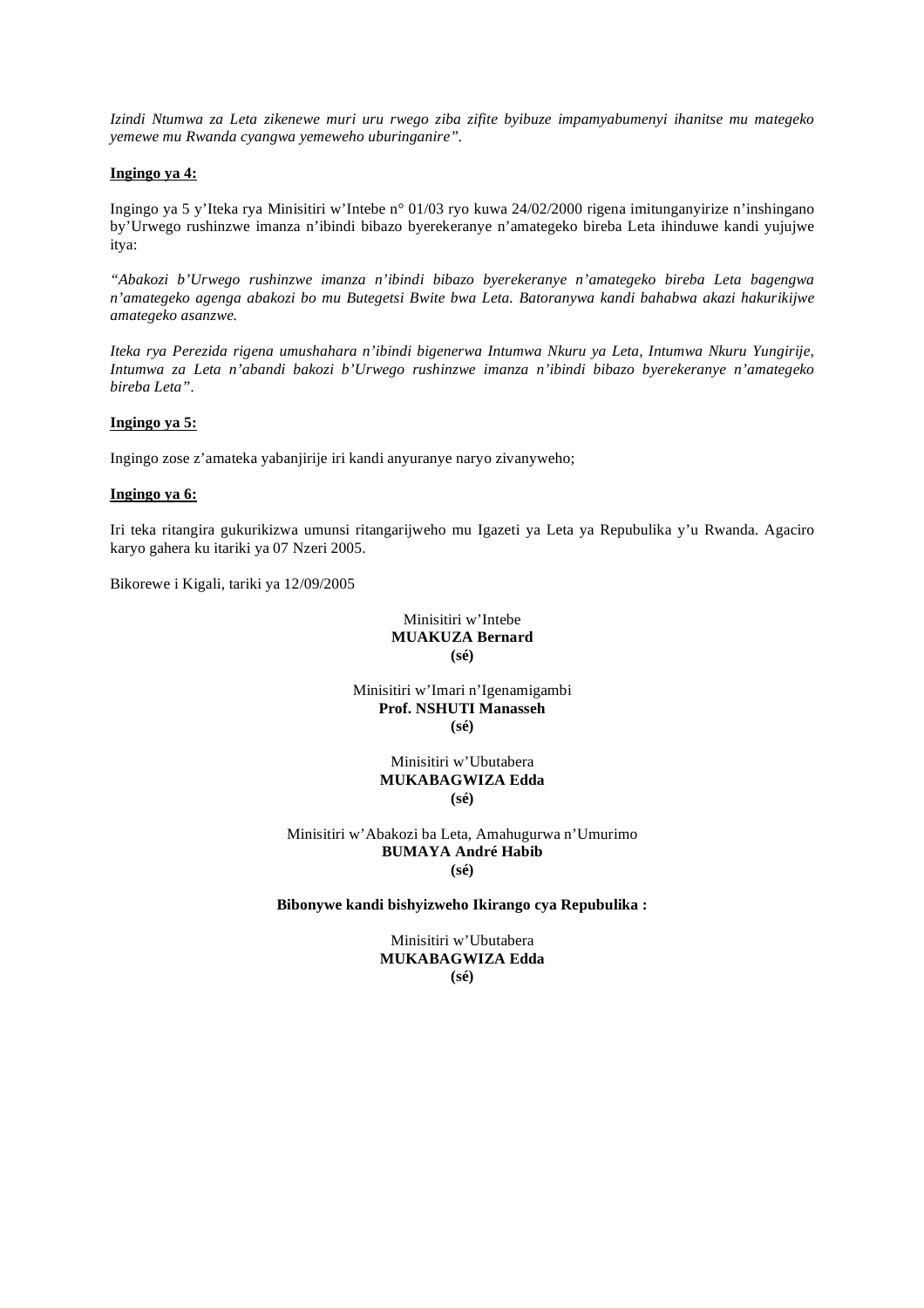*Izindi Ntumwa za Leta zikenewe muri uru rwego ziba zifite byibuze impamyabumenyi ihanitse mu mategeko yemewe mu Rwanda cyangwa yemeweho uburinganire".*

**Ingingo ya 4:**

Ingingo ya 5 y'Iteka rya Minisitiri w'Intebe n° 01/03 ryo kuwa 24/02/2000 rigena imitunganyirize n'inshingano by'Urwego rushinzwe imanza n'ibindi bibazo byerekeranye n'amategeko bireba Leta ihinduwe kandi yujujwe itya:

*"Abakozi b'Urwego rushinzwe imanza n'ibindi bibazo byerekeranye n'amategeko bireba Leta bagengwa n'amategeko agenga abakozi bo mu Butegetsi Bwite bwa Leta. Batoranywa kandi bahabwa akazi hakurikijwe amategeko asanzwe.*

*Iteka rya Perezida rigena umushahara n'ibindi bigenerwa Intumwa Nkuru ya Leta, Intumwa Nkuru Yungirije, Intumwa za Leta n'abandi bakozi b'Urwego rushinzwe imanza n'ibindi bibazo byerekeranye n'amategeko bireba Leta".*

**Ingingo ya 5:**

Ingingo zose z'amateka yabanjirije iri kandi anyuranye naryo zivanyweho;

**Ingingo ya 6:**

Iri teka ritangira gukurikizwa umunsi ritangarijweho mu Igazeti ya Leta ya Repubulika y'u Rwanda. Agaciro karyo gahera ku itariki ya 07 Nzeri 2005.

Bikorewe i Kigali, tariki ya 12/09/2005

Minisitiri w'Intebe
**MUAKUZA Bernard**
**(sé)**

Minisitiri w'Imari n'Igenamigambi
**Prof. NSHUTI Manasseh**
**(sé)**

Minisitiri w'Ubutabera
**MUKABAGWIZA Edda**
**(sé)**

Minisitiri w'Abakozi ba Leta, Amahugurwa n'Umurimo
**BUMAYA André Habib**
**(sé)**

**Bibonywe kandi bishyizweho Ikirango cya Repubulika :**

Minisitiri w'Ubutabera
**MUKABAGWIZA Edda**
**(sé)**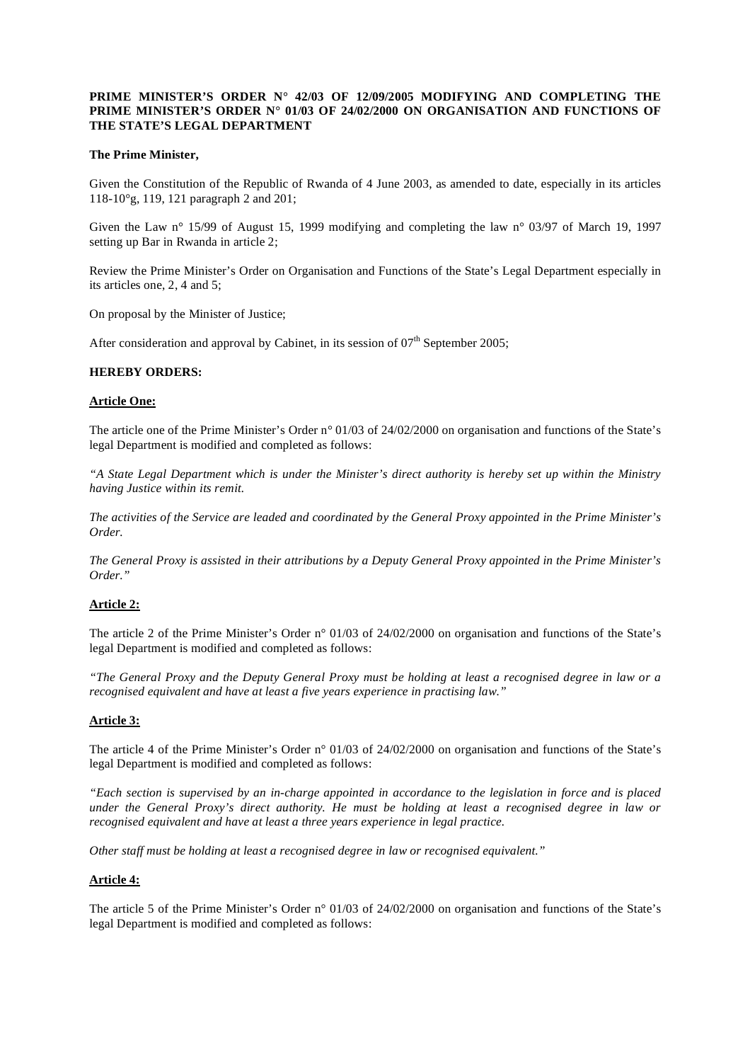**PRIME MINISTER'S ORDER N° 42/03 OF 12/09/2005 MODIFYING AND COMPLETING THE PRIME MINISTER'S ORDER N° 01/03 OF 24/02/2000 ON ORGANISATION AND FUNCTIONS OF THE STATE'S LEGAL DEPARTMENT**

**The Prime Minister,**

Given the Constitution of the Republic of Rwanda of 4 June 2003, as amended to date, especially in its articles 118-10°g, 119, 121 paragraph 2 and 201;

Given the Law n° 15/99 of August 15, 1999 modifying and completing the law n° 03/97 of March 19, 1997 setting up Bar in Rwanda in article 2;

Review the Prime Minister's Order on Organisation and Functions of the State's Legal Department especially in its articles one, 2, 4 and 5;

On proposal by the Minister of Justice;

After consideration and approval by Cabinet, in its session of 07th September 2005;

**HEREBY ORDERS:**

**Article One:**

The article one of the Prime Minister's Order n° 01/03 of 24/02/2000 on organisation and functions of the State's legal Department is modified and completed as follows:

*"A State Legal Department which is under the Minister's direct authority is hereby set up within the Ministry having Justice within its remit.*

*The activities of the Service are leaded and coordinated by the General Proxy appointed in the Prime Minister's Order.*

*The General Proxy is assisted in their attributions by a Deputy General Proxy appointed in the Prime Minister's Order."*

**Article 2:**

The article 2 of the Prime Minister's Order n° 01/03 of 24/02/2000 on organisation and functions of the State's legal Department is modified and completed as follows:

*"The General Proxy and the Deputy General Proxy must be holding at least a recognised degree in law or a recognised equivalent and have at least a five years experience in practising law."*

**Article 3:**

The article 4 of the Prime Minister's Order n° 01/03 of 24/02/2000 on organisation and functions of the State's legal Department is modified and completed as follows:

*"Each section is supervised by an in-charge appointed in accordance to the legislation in force and is placed under the General Proxy's direct authority. He must be holding at least a recognised degree in law or recognised equivalent and have at least a three years experience in legal practice.*

*Other staff must be holding at least a recognised degree in law or recognised equivalent."*

**Article 4:**

The article 5 of the Prime Minister's Order n° 01/03 of 24/02/2000 on organisation and functions of the State's legal Department is modified and completed as follows: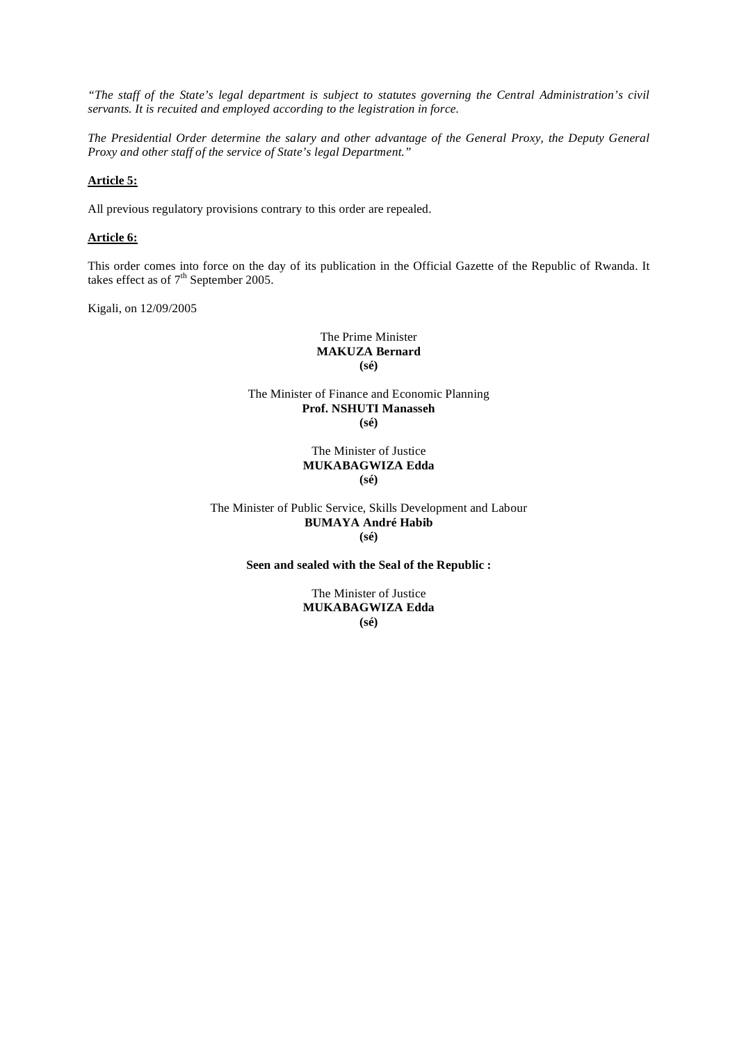*"The staff of the State's legal department is subject to statutes governing the Central Administration's civil servants. It is recuited and employed according to the legistration in force.*

*The Presidential Order determine the salary and other advantage of the General Proxy, the Deputy General Proxy and other staff of the service of State's legal Department."*

**Article 5:**

All previous regulatory provisions contrary to this order are repealed.

**Article 6:**

This order comes into force on the day of its publication in the Official Gazette of the Republic of Rwanda. It takes effect as of 7th September 2005.

Kigali, on 12/09/2005

The Prime Minister
**MAKUZA Bernard**
**(sé)**

The Minister of Finance and Economic Planning
**Prof. NSHUTI Manasseh**
**(sé)**

The Minister of Justice
**MUKABAGWIZA Edda**
**(sé)**

The Minister of Public Service, Skills Development and Labour
**BUMAYA André Habib**
**(sé)**

**Seen and sealed with the Seal of the Republic :**

The Minister of Justice
**MUKABAGWIZA Edda**
**(sé)**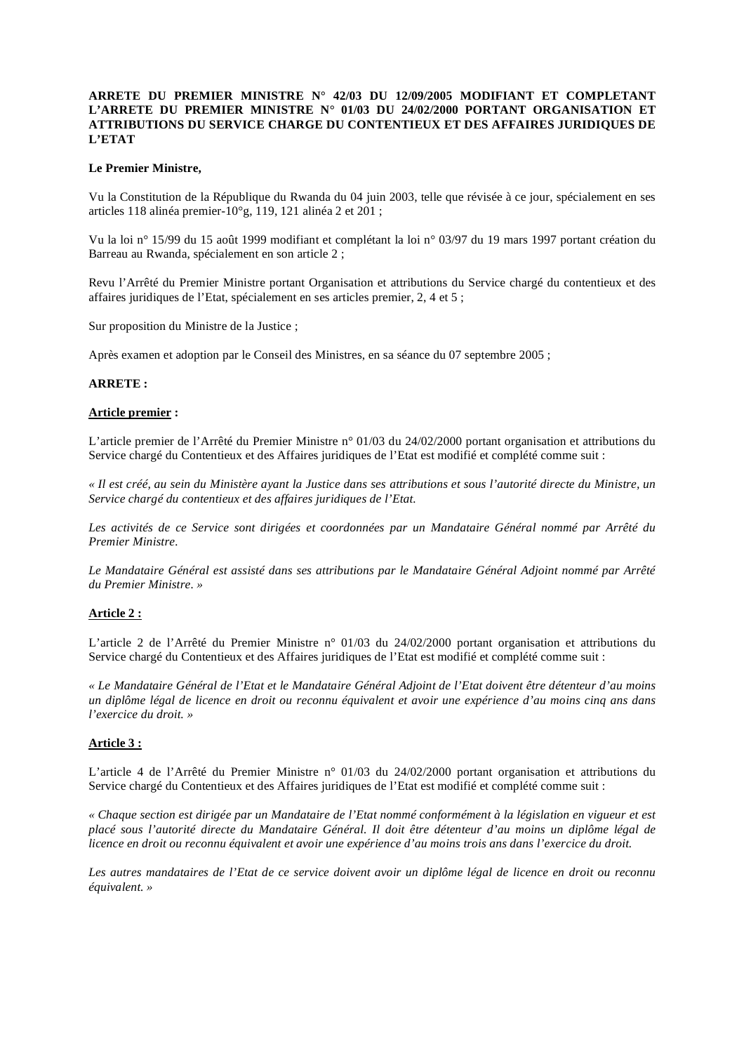**ARRETE DU PREMIER MINISTRE N° 42/03 DU 12/09/2005 MODIFIANT ET COMPLETANT L'ARRETE DU PREMIER MINISTRE N° 01/03 DU 24/02/2000 PORTANT ORGANISATION ET ATTRIBUTIONS DU SERVICE CHARGE DU CONTENTIEUX ET DES AFFAIRES JURIDIQUES DE L'ETAT**

**Le Premier Ministre,**

Vu la Constitution de la République du Rwanda du 04 juin 2003, telle que révisée à ce jour, spécialement en ses articles 118 alinéa premier-10°g, 119, 121 alinéa 2 et 201 ;

Vu la loi n° 15/99 du 15 août 1999 modifiant et complétant la loi n° 03/97 du 19 mars 1997 portant création du Barreau au Rwanda, spécialement en son article 2 ;

Revu l'Arrêté du Premier Ministre portant Organisation et attributions du Service chargé du contentieux et des affaires juridiques de l'Etat, spécialement en ses articles premier, 2, 4 et 5 ;

Sur proposition du Ministre de la Justice ;

Après examen et adoption par le Conseil des Ministres, en sa séance du 07 septembre 2005 ;

**ARRETE :**

**Article premier :**

L'article premier de l'Arrêté du Premier Ministre n° 01/03 du 24/02/2000 portant organisation et attributions du Service chargé du Contentieux et des Affaires juridiques de l'Etat est modifié et complété comme suit :

*« Il est créé, au sein du Ministère ayant la Justice dans ses attributions et sous l'autorité directe du Ministre, un Service chargé du contentieux et des affaires juridiques de l'Etat.*

*Les activités de ce Service sont dirigées et coordonnées par un Mandataire Général nommé par Arrêté du Premier Ministre.*

*Le Mandataire Général est assisté dans ses attributions par le Mandataire Général Adjoint nommé par Arrêté du Premier Ministre. »*

**Article 2 :**

L'article 2 de l'Arrêté du Premier Ministre n° 01/03 du 24/02/2000 portant organisation et attributions du Service chargé du Contentieux et des Affaires juridiques de l'Etat est modifié et complété comme suit :

*« Le Mandataire Général de l'Etat et le Mandataire Général Adjoint de l'Etat doivent être détenteur d'au moins un diplôme légal de licence en droit ou reconnu équivalent et avoir une expérience d'au moins cinq ans dans l'exercice du droit. »*

**Article 3 :**

L'article 4 de l'Arrêté du Premier Ministre n° 01/03 du 24/02/2000 portant organisation et attributions du Service chargé du Contentieux et des Affaires juridiques de l'Etat est modifié et complété comme suit :

*« Chaque section est dirigée par un Mandataire de l'Etat nommé conformément à la législation en vigueur et est placé sous l'autorité directe du Mandataire Général. Il doit être détenteur d'au moins un diplôme légal de licence en droit ou reconnu équivalent et avoir une expérience d'au moins trois ans dans l'exercice du droit.*

*Les autres mandataires de l'Etat de ce service doivent avoir un diplôme légal de licence en droit ou reconnu équivalent. »*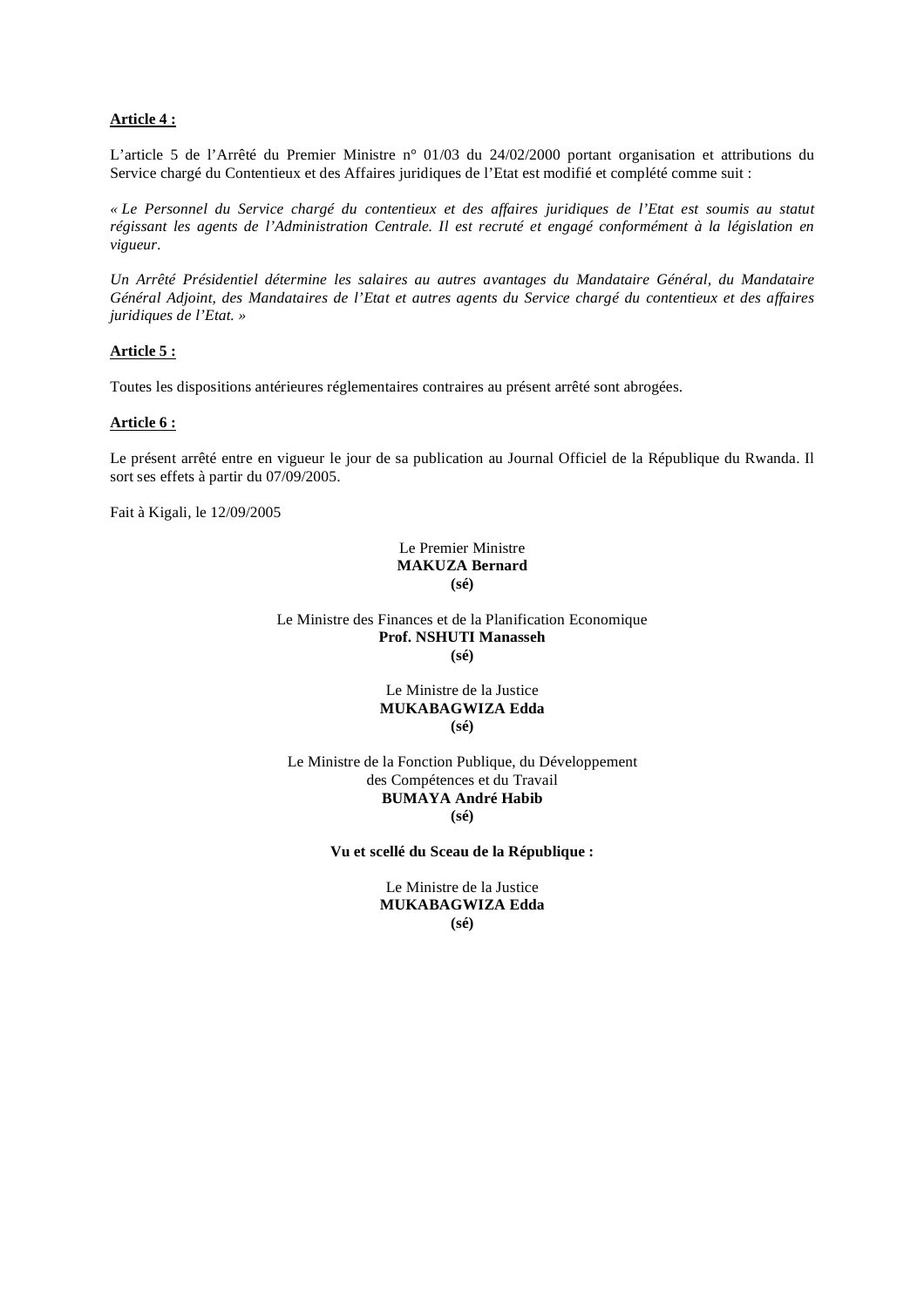**Article 4 :**

L'article 5 de l'Arrêté du Premier Ministre n° 01/03 du 24/02/2000 portant organisation et attributions du Service chargé du Contentieux et des Affaires juridiques de l'Etat est modifié et complété comme suit :

*« Le Personnel du Service chargé du contentieux et des affaires juridiques de l'Etat est soumis au statut régissant les agents de l'Administration Centrale. Il est recruté et engagé conformément à la législation en vigueur.*

*Un Arrêté Présidentiel détermine les salaires au autres avantages du Mandataire Général, du Mandataire Général Adjoint, des Mandataires de l'Etat et autres agents du Service chargé du contentieux et des affaires juridiques de l'Etat. »*

**Article 5 :**

Toutes les dispositions antérieures réglementaires contraires au présent arrêté sont abrogées.

**Article 6 :**

Le présent arrêté entre en vigueur le jour de sa publication au Journal Officiel de la République du Rwanda. Il sort ses effets à partir du 07/09/2005.

Fait à Kigali, le 12/09/2005

Le Premier Ministre
**MAKUZA Bernard**
**(sé)**

Le Ministre des Finances et de la Planification Economique
**Prof. NSHUTI Manasseh**
**(sé)**

Le Ministre de la Justice
**MUKABAGWIZA Edda**
**(sé)**

Le Ministre de la Fonction Publique, du Développement des Compétences et du Travail
**BUMAYA André Habib**
**(sé)**

**Vu et scellé du Sceau de la République :**

Le Ministre de la Justice
**MUKABAGWIZA Edda**
**(sé)**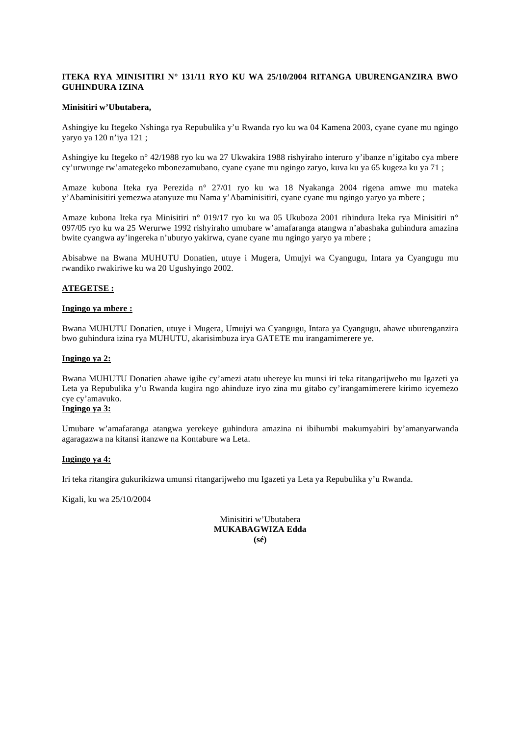**ITEKA RYA MINISITIRI N° 131/11 RYO KU WA 25/10/2004 RITANGA UBURENGANZIRA BWO GUHINDURA IZINA**

**Minisitiri w'Ubutabera,**

Ashingiye ku Itegeko Nshinga rya Repubulika y'u Rwanda ryo ku wa 04 Kamena 2003, cyane cyane mu ngingo yaryo ya 120 n'iya 121 ;

Ashingiye ku Itegeko n° 42/1988 ryo ku wa 27 Ukwakira 1988 rishyiraho interuro y'ibanze n'igitabo cya mbere cy'urwunge rw'amategeko mbonezamubano, cyane cyane mu ngingo zaryo, kuva ku ya 65 kugeza ku ya 71 ;

Amaze kubona Iteka rya Perezida n° 27/01 ryo ku wa 18 Nyakanga 2004 rigena amwe mu mateka y'Abaminisitiri yemezwa atanyuze mu Nama y'Abaminisitiri, cyane cyane mu ngingo yaryo ya mbere ;

Amaze kubona Iteka rya Minisitiri n° 019/17 ryo ku wa 05 Ukuboza 2001 rihindura Iteka rya Minisitiri n° 097/05 ryo ku wa 25 Werurwe 1992 rishyiraho umubare w'amafaranga atangwa n'abashaka guhindura amazina bwite cyangwa ay'ingereka n'uburyo yakirwa, cyane cyane mu ngingo yaryo ya mbere ;

Abisabwe na Bwana MUHUTU Donatien, utuye i Mugera, Umujyi wa Cyangugu, Intara ya Cyangugu mu rwandiko rwakiriwe ku wa 20 Ugushyingo 2002.

**ATEGETSE :**

**Ingingo ya mbere :**

Bwana MUHUTU Donatien, utuye i Mugera, Umujyi wa Cyangugu, Intara ya Cyangugu, ahawe uburenganzira bwo guhindura izina rya MUHUTU, akarisimbuza irya GATETE mu irangamimerere ye.

**Ingingo ya 2:**

Bwana MUHUTU Donatien ahawe igihe cy'amezi atatu uhereye ku munsi iri teka ritangarijweho mu Igazeti ya Leta ya Repubulika y'u Rwanda kugira ngo ahinduze iryo zina mu gitabo cy'irangamimerere kirimo icyemezo cye cy'amavuko.

**Ingingo ya 3:**

Umubare w'amafaranga atangwa yerekeye guhindura amazina ni ibihumbi makumyabiri by'amanyarwanda agaragazwa na kitansi itanzwe na Kontabure wa Leta.

**Ingingo ya 4:**

Iri teka ritangira gukurikizwa umunsi ritangarijweho mu Igazeti ya Leta ya Repubulika y'u Rwanda.

Kigali, ku wa 25/10/2004

Minisitiri w'Ubutabera
**MUKABAGWIZA Edda**
**(sé)**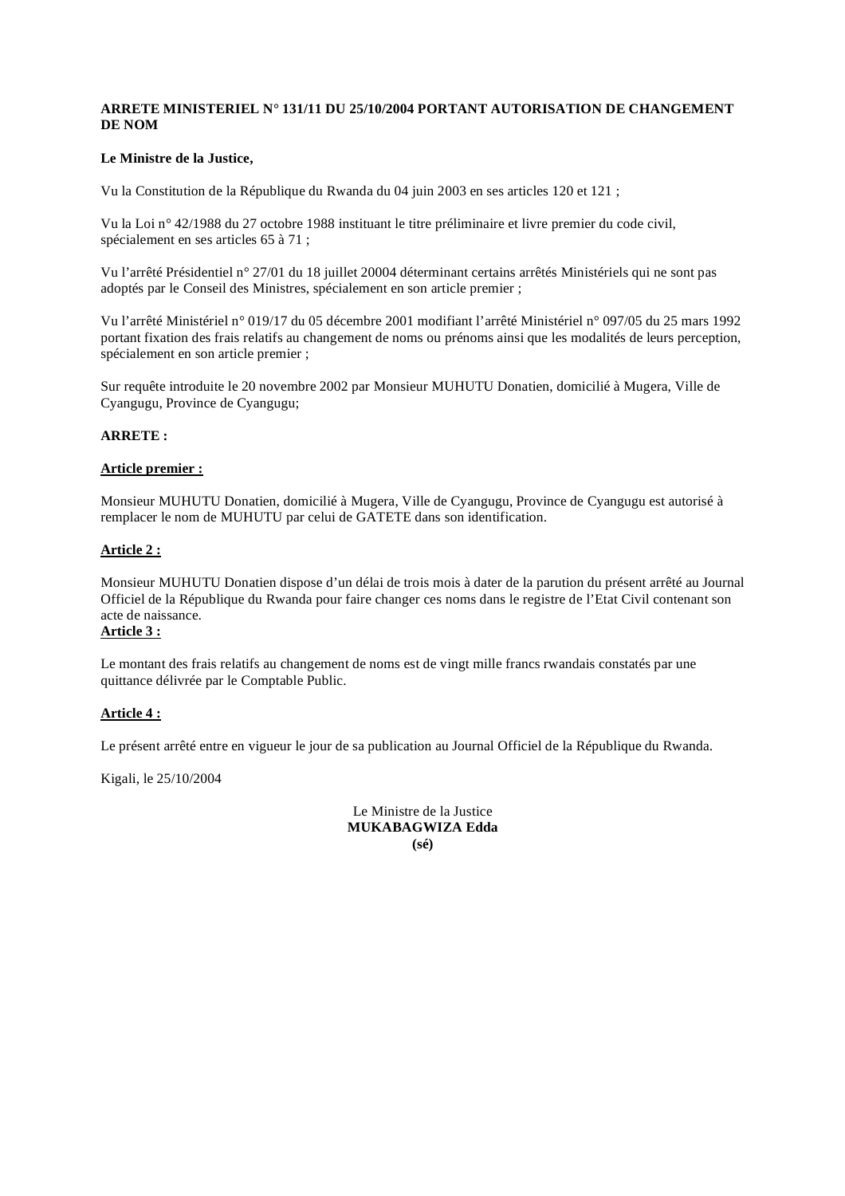**ARRETE MINISTERIEL N° 131/11 DU 25/10/2004 PORTANT AUTORISATION DE CHANGEMENT DE NOM**

**Le Ministre de la Justice,**

Vu la Constitution de la République du Rwanda du 04 juin 2003 en ses articles 120 et 121 ;

Vu la Loi n° 42/1988 du 27 octobre 1988 instituant le titre préliminaire et livre premier du code civil, spécialement en ses articles 65 à 71 ;

Vu l'arrêté Présidentiel n° 27/01 du 18 juillet 20004 déterminant certains arrêtés Ministériels qui ne sont pas adoptés par le Conseil des Ministres, spécialement en son article premier ;

Vu l'arrêté Ministériel n° 019/17 du 05 décembre 2001 modifiant l'arrêté Ministériel n° 097/05 du 25 mars 1992 portant fixation des frais relatifs au changement de noms ou prénoms ainsi que les modalités de leurs perception, spécialement en son article premier ;

Sur requête introduite le 20 novembre 2002 par Monsieur MUHUTU Donatien, domicilié à Mugera, Ville de Cyangugu, Province de Cyangugu;

**ARRETE :**

**Article premier :**

Monsieur MUHUTU Donatien, domicilié à Mugera, Ville de Cyangugu, Province de Cyangugu est autorisé à remplacer le nom de MUHUTU par celui de GATETE dans son identification.

**Article 2 :**

Monsieur MUHUTU Donatien dispose d'un délai de trois mois à dater de la parution du présent arrêté au Journal Officiel de la République du Rwanda pour faire changer ces noms dans le registre de l'Etat Civil contenant son acte de naissance.

**Article 3 :**

Le montant des frais relatifs au changement de noms est de vingt mille francs rwandais constatés par une quittance délivrée par le Comptable Public.

**Article 4 :**

Le présent arrêté entre en vigueur le jour de sa publication au Journal Officiel de la République du Rwanda.

Kigali, le 25/10/2004

Le Ministre de la Justice
**MUKABAGWIZA Edda**
**(sé)**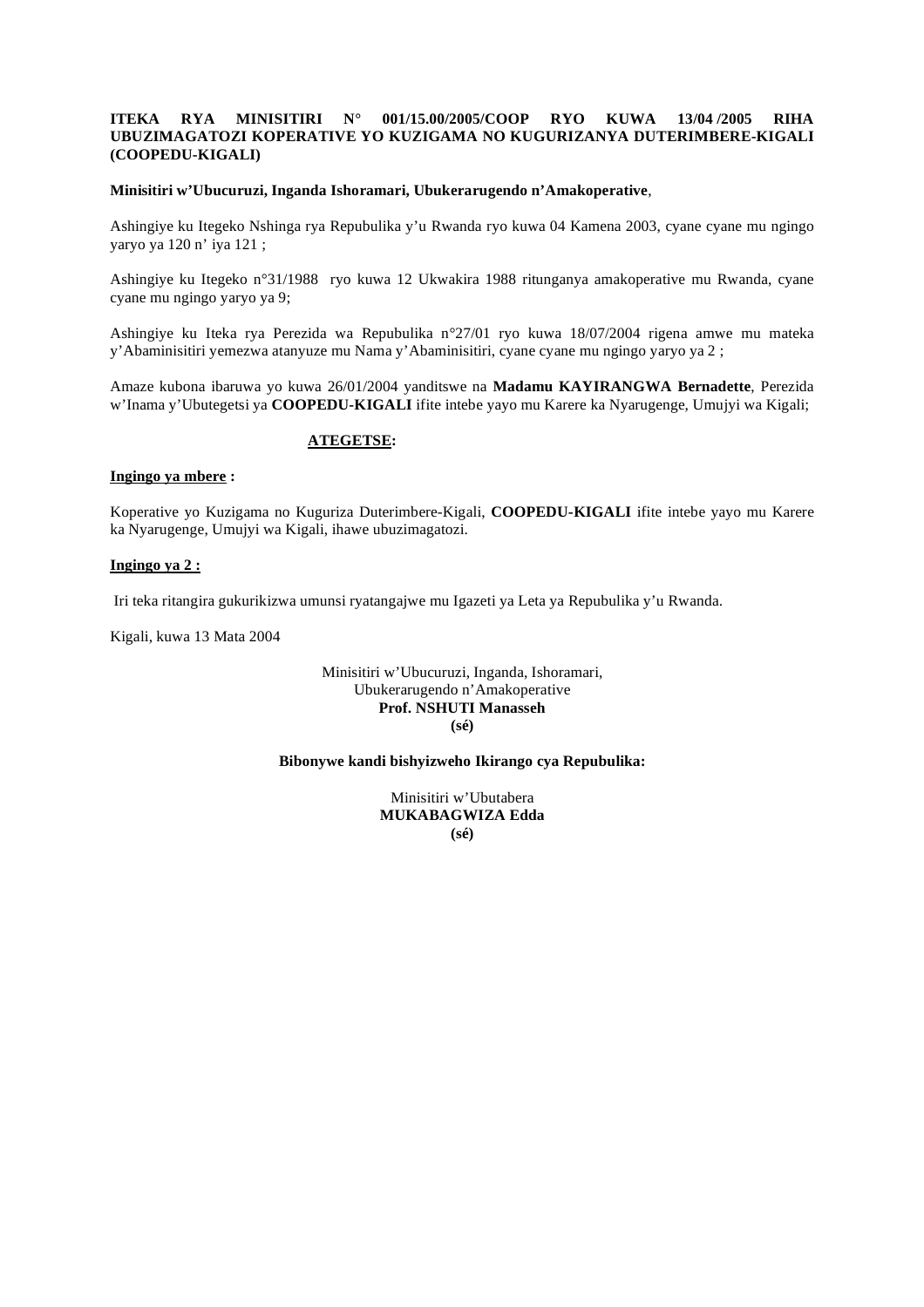**ITEKA RYA MINISITIRI N° 001/15.00/2005/COOP RYO KUWA 13/04 /2005 RIHA UBUZIMAGATOZI KOPERATIVE YO KUZIGAMA NO KUGURIZANYA DUTERIMBERE-KIGALI (COOPEDU-KIGALI)**

**Minisitiri w'Ubucuruzi, Inganda Ishoramari, Ubukerarugendo n'Amakoperative**,

Ashingiye ku Itegeko Nshinga rya Repubulika y'u Rwanda ryo kuwa 04 Kamena 2003, cyane cyane mu ngingo yaryo ya 120 n' iya 121 ;

Ashingiye ku Itegeko n°31/1988 ryo kuwa 12 Ukwakira 1988 ritunganya amakoperative mu Rwanda, cyane cyane mu ngingo yaryo ya 9;

Ashingiye ku Iteka rya Perezida wa Repubulika n°27/01 ryo kuwa 18/07/2004 rigena amwe mu mateka y'Abaminisitiri yemezwa atanyuze mu Nama y'Abaminisitiri, cyane cyane mu ngingo yaryo ya 2 ;

Amaze kubona ibaruwa yo kuwa 26/01/2004 yanditswe na **Madamu KAYIRANGWA Bernadette**, Perezida w'Inama y'Ubutegetsi ya **COOPEDU-KIGALI** ifite intebe yayo mu Karere ka Nyarugenge, Umujyi wa Kigali;

**ATEGETSE:**

**Ingingo ya mbere :**

Koperative yo Kuzigama no Kuguriza Duterimbere-Kigali, **COOPEDU-KIGALI** ifite intebe yayo mu Karere ka Nyarugenge, Umujyi wa Kigali, ihawe ubuzimagatozi.

**Ingingo ya 2 :**

Iri teka ritangira gukurikizwa umunsi ryatangajwe mu Igazeti ya Leta ya Repubulika y'u Rwanda.

Kigali, kuwa 13 Mata 2004

Minisitiri w'Ubucuruzi, Inganda, Ishoramari,
Ubukerarugendo n'Amakoperative
**Prof. NSHUTI Manasseh**
**(sé)**

**Bibonywe kandi bishyizweho Ikirango cya Repubulika:**

Minisitiri w'Ubutabera
**MUKABAGWIZA Edda**
**(sé)**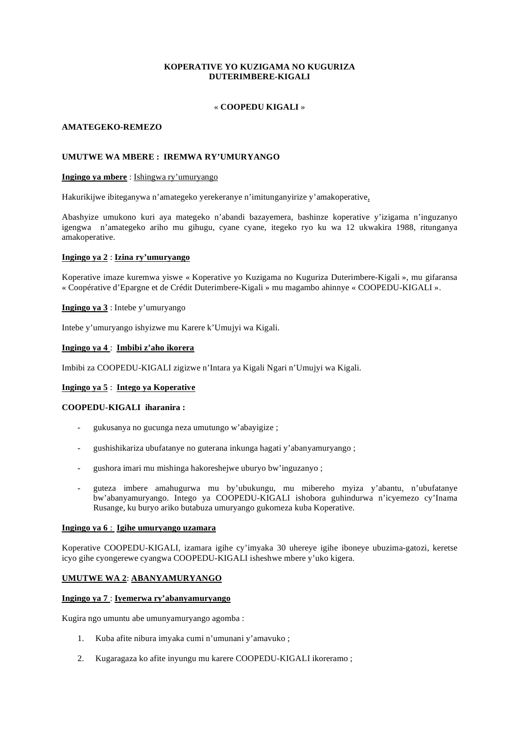**KOPERATIVE YO KUZIGAMA NO KUGURIZA**
**DUTERIMBERE-KIGALI**

« **COOPEDU KIGALI** »

**AMATEGEKO-REMEZO**

**UMUTWE WA MBERE : IREMWA RY'UMURYANGO**

**Ingingo ya mbere** : Ishingwa ry'umuryango

Hakurikijwe ibiteganywa n'amategeko yerekeranye n'imitunganyirize y'amakoperative,

Abashyize umukono kuri aya mategeko n'abandi bazayemera, bashinze koperative y'izigama n'inguzanyo igengwa n'amategeko ariho mu gihugu, cyane cyane, itegeko ryo ku wa 12 ukwakira 1988, ritunganya amakoperative.

**Ingingo ya 2** : **Izina ry'umuryango**

Koperative imaze kuremwa yiswe « Koperative yo Kuzigama no Kuguriza Duterimbere-Kigali », mu gifaransa « Coopérative d'Epargne et de Crédit Duterimbere-Kigali » mu magambo ahinnye « COOPEDU-KIGALI ».

**Ingingo ya 3** : Intebe y'umuryango

Intebe y'umuryango ishyizwe mu Karere k'Umujyi wa Kigali.

**Ingingo ya 4** : **Imbibi z'aho ikorera**

Imbibi za COOPEDU-KIGALI zigizwe n'Intara ya Kigali Ngari n'Umujyi wa Kigali.

**Ingingo ya 5** : **Intego ya Koperative**

**COOPEDU-KIGALI iharanira :**

- gukusanya no gucunga neza umutungo w'abayigize ;
- gushishikariza ubufatanye no guterana inkunga hagati y'abanyamuryango ;
- gushora imari mu mishinga hakoreshejwe uburyo bw'inguzanyo ;
- guteza imbere amahugurwa mu by'ubukungu, mu mibereho myiza y'abantu, n'ubufatanye bw'abanyamuryango. Intego ya COOPEDU-KIGALI ishobora guhindurwa n'icyemezo cy'Inama Rusange, ku buryo ariko butabuza umuryango gukomeza kuba Koperative.

**Ingingo ya 6** : **Igihe umuryango uzamara**

Koperative COOPEDU-KIGALI, izamara igihe cy'imyaka 30 uhereye igihe iboneye ubuzima-gatozi, keretse icyo gihe cyongerewe cyangwa COOPEDU-KIGALI isheshwe mbere y'uko kigera.

**UMUTWE WA 2**: **ABANYAMURYANGO**

**Ingingo ya 7** : **Iyemerwa ry'abanyamuryango**

Kugira ngo umuntu abe umunyamuryango agomba :

1. Kuba afite nibura imyaka cumi n'umunani y'amavuko ;
2. Kugaragaza ko afite inyungu mu karere COOPEDU-KIGALI ikoreramo ;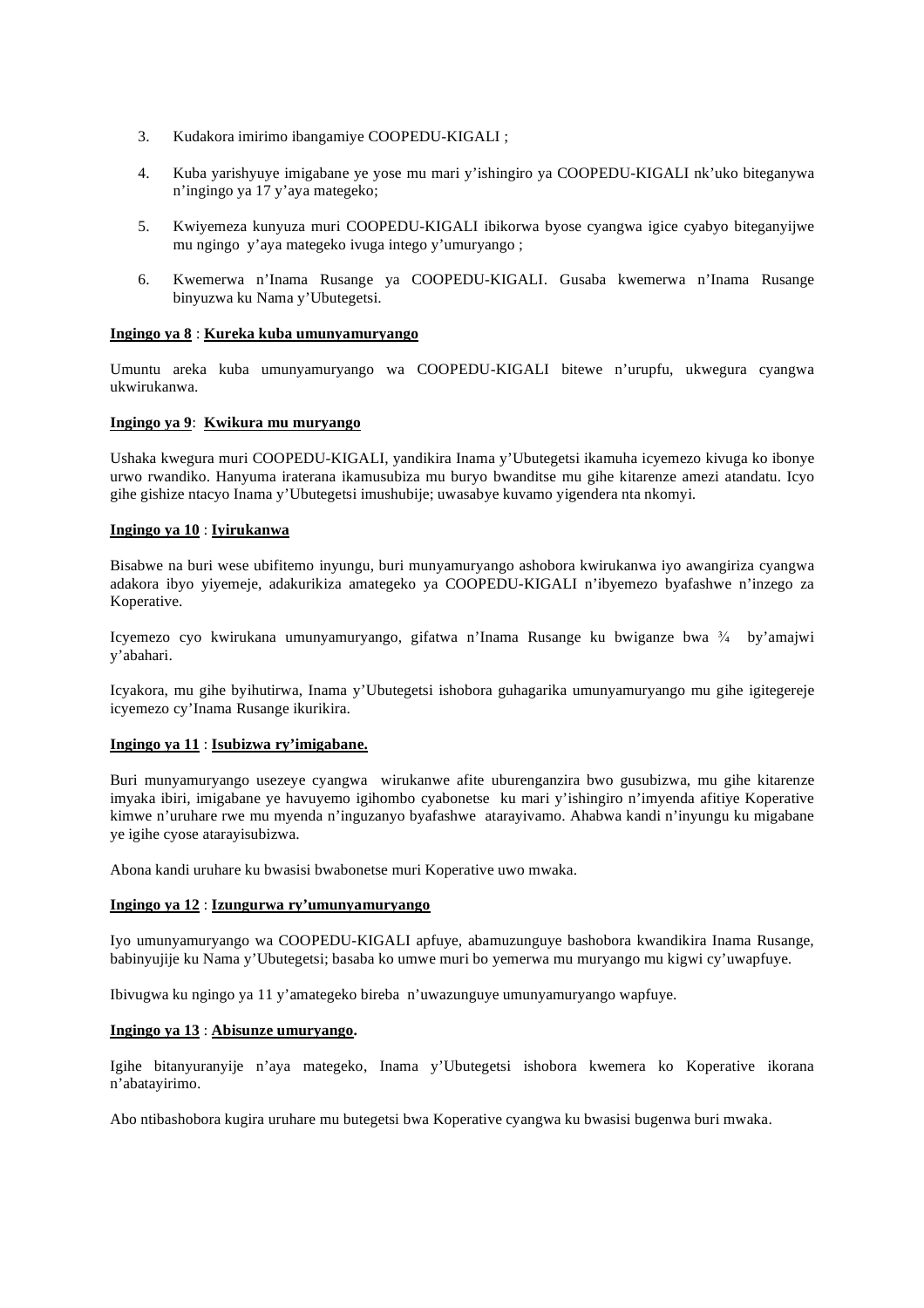3. Kudakora imirimo ibangamiye COOPEDU-KIGALI ;

4. Kuba yarishyuye imigabane ye yose mu mari y'ishingiro ya COOPEDU-KIGALI nk'uko biteganywa n'ingingo ya 17 y'aya mategeko;

5. Kwiyemeza kunyuza muri COOPEDU-KIGALI ibikorwa byose cyangwa igice cyabyo biteganyijwe mu ngingo y'aya mategeko ivuga intego y'umuryango ;

6. Kwemerwa n'Inama Rusange ya COOPEDU-KIGALI. Gusaba kwemerwa n'Inama Rusange binyuzwa ku Nama y'Ubutegetsi.

**<u>Ingingo ya 8</u>** : **<u>Kureka kuba umunyamuryango</u>**

Umuntu areka kuba umunyamuryango wa COOPEDU-KIGALI bitewe n'urupfu, ukwegura cyangwa ukwirukanwa.

**<u>Ingingo ya 9</u>**: **<u>Kwikura mu muryango</u>**

Ushaka kwegura muri COOPEDU-KIGALI, yandikira Inama y'Ubutegetsi ikamuha icyemezo kivuga ko ibonye urwo rwandiko. Hanyuma iraterana ikamusubiza mu buryo bwanditse mu gihe kitarenze amezi atandatu. Icyo gihe gishize ntacyo Inama y'Ubutegetsi imushubije; uwasabye kuvamo yigendera nta nkomyi.

**<u>Ingingo ya 10</u>** : **<u>Iyirukanwa</u>**

Bisabwe na buri wese ubifitemo inyungu, buri munyamuryango ashobora kwirukanwa iyo awangiriza cyangwa adakora ibyo yiyemeje, adakurikiza amategeko ya COOPEDU-KIGALI n'ibyemezo byafashwe n'inzego za Koperative.

Icyemezo cyo kwirukana umunyamuryango, gifatwa n'Inama Rusange ku bwiganze bwa ¾ by'amajwi y'abahari.

Icyakora, mu gihe byihutirwa, Inama y'Ubutegetsi ishobora guhagarika umunyamuryango mu gihe igitegereje icyemezo cy'Inama Rusange ikurikira.

**<u>Ingingo ya 11</u>** : **<u>Isubizwa ry'imigabane.</u>**

Buri munyamuryango usezeye cyangwa wirukanwe afite uburenganzira bwo gusubizwa, mu gihe kitarenze imyaka ibiri, imigabane ye havuyemo igihombo cyabonetse ku mari y'ishingiro n'imyenda afitiye Koperative kimwe n'uruhare rwe mu myenda n'inguzanyo byafashwe atarayivamo. Ahabwa kandi n'inyungu ku migabane ye igihe cyose atarayisubizwa.

Abona kandi uruhare ku bwasisi bwabonetse muri Koperative uwo mwaka.

**<u>Ingingo ya 12</u>** : **<u>Izungurwa ry'umunyamuryango</u>**

Iyo umunyamuryango wa COOPEDU-KIGALI apfuye, abamuzunguye bashobora kwandikira Inama Rusange, babinyujije ku Nama y'Ubutegetsi; basaba ko umwe muri bo yemerwa mu muryango mu kigwi cy'uwapfuye.

Ibivugwa ku ngingo ya 11 y'amategeko bireba n'uwazunguye umunyamuryango wapfuye.

**<u>Ingingo ya 13</u>** : **<u>Abisunze umuryango</u>.**

Igihe bitanyuranyije n'aya mategeko, Inama y'Ubutegetsi ishobora kwemera ko Koperative ikorana n'abatayirimo.

Abo ntibashobora kugira uruhare mu butegetsi bwa Koperative cyangwa ku bwasisi bugenwa buri mwaka.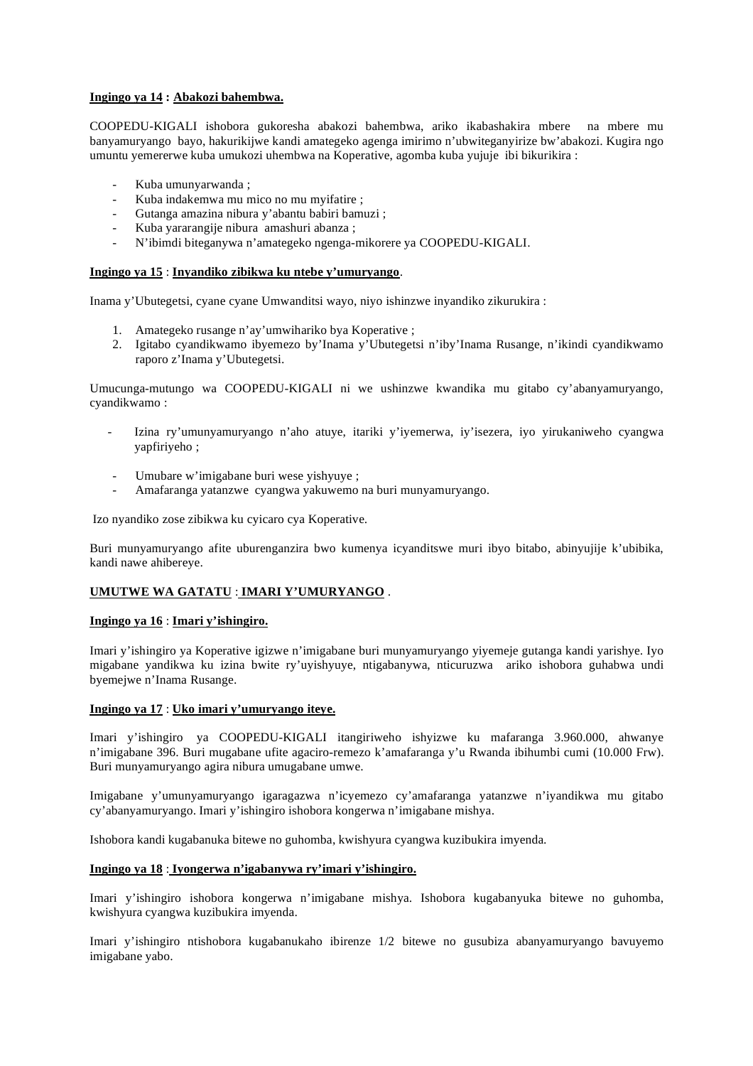**<u>Ingingo ya 14</u> : <u>Abakozi bahembwa.</u>**

COOPEDU-KIGALI ishobora gukoresha abakozi bahembwa, ariko ikabashakira mbere na mbere mu banyamuryango bayo, hakurikijwe kandi amategeko agenga imirimo n'ubwiteganyirize bw'abakozi. Kugira ngo umuntu yemererwe kuba umukozi uhembwa na Koperative, agomba kuba yujuje ibi bikurikira :

- Kuba umunyarwanda ;
- Kuba indakemwa mu mico no mu myifatire ;
- Gutanga amazina nibura y'abantu babiri bamuzi ;
- Kuba yararangije nibura amashuri abanza ;
- N'ibimdi biteganywa n'amategeko ngenga-mikorere ya COOPEDU-KIGALI.

**<u>Ingingo ya 15</u>** : **<u>Inyandiko zibikwa ku ntebe y'umuryango</u>**.

Inama y'Ubutegetsi, cyane cyane Umwanditsi wayo, niyo ishinzwe inyandiko zikurukira :

1. Amategeko rusange n'ay'umwihariko bya Koperative ;
2. Igitabo cyandikwamo ibyemezo by'Inama y'Ubutegetsi n'iby'Inama Rusange, n'ikindi cyandikwamo raporo z'Inama y'Ubutegetsi.

Umucunga-mutungo wa COOPEDU-KIGALI ni we ushinzwe kwandika mu gitabo cy'abanyamuryango, cyandikwamo :

- Izina ry'umunyamuryango n'aho atuye, itariki y'iyemerwa, iy'isezera, iyo yirukaniweho cyangwa yapfiriyeho ;
- Umubare w'imigabane buri wese yishyuye ;
- Amafaranga yatanzwe cyangwa yakuwemo na buri munyamuryango.

Izo nyandiko zose zibikwa ku cyicaro cya Koperative.

Buri munyamuryango afite uburenganzira bwo kumenya icyanditswe muri ibyo bitabo, abinyujije k'ubibika, kandi nawe ahibereye.

**<u>UMUTWE WA GATATU</u>** : **<u>IMARI Y'UMURYANGO</u>** .

**<u>Ingingo ya 16</u>** : **<u>Imari y'ishingiro.</u>**

Imari y'ishingiro ya Koperative igizwe n'imigabane buri munyamuryango yiyemeje gutanga kandi yarishye. Iyo migabane yandikwa ku izina bwite ry'uyishyuye, ntigabanywa, nticuruzwa ariko ishobora guhabwa undi byemejwe n'Inama Rusange.

**<u>Ingingo ya 17</u>** : **<u>Uko imari y'umuryango iteye.</u>**

Imari y'ishingiro ya COOPEDU-KIGALI itangiriweho ishyizwe ku mafaranga 3.960.000, ahwanye n'imigabane 396. Buri mugabane ufite agaciro-remezo k'amafaranga y'u Rwanda ibihumbi cumi (10.000 Frw). Buri munyamuryango agira nibura umugabane umwe.

Imigabane y'umunyamuryango igaragazwa n'icyemezo cy'amafaranga yatanzwe n'iyandikwa mu gitabo cy'abanyamuryango. Imari y'ishingiro ishobora kongerwa n'imigabane mishya.

Ishobora kandi kugabanuka bitewe no guhomba, kwishyura cyangwa kuzibukira imyenda.

**<u>Ingingo ya 18</u>** : **<u>Iyongerwa n'igabanywa ry'imari y'ishingiro.</u>**

Imari y'ishingiro ishobora kongerwa n'imigabane mishya. Ishobora kugabanyuka bitewe no guhomba, kwishyura cyangwa kuzibukira imyenda.

Imari y'ishingiro ntishobora kugabanukaho ibirenze 1/2 bitewe no gusubiza abanyamuryango bavuyemo imigabane yabo.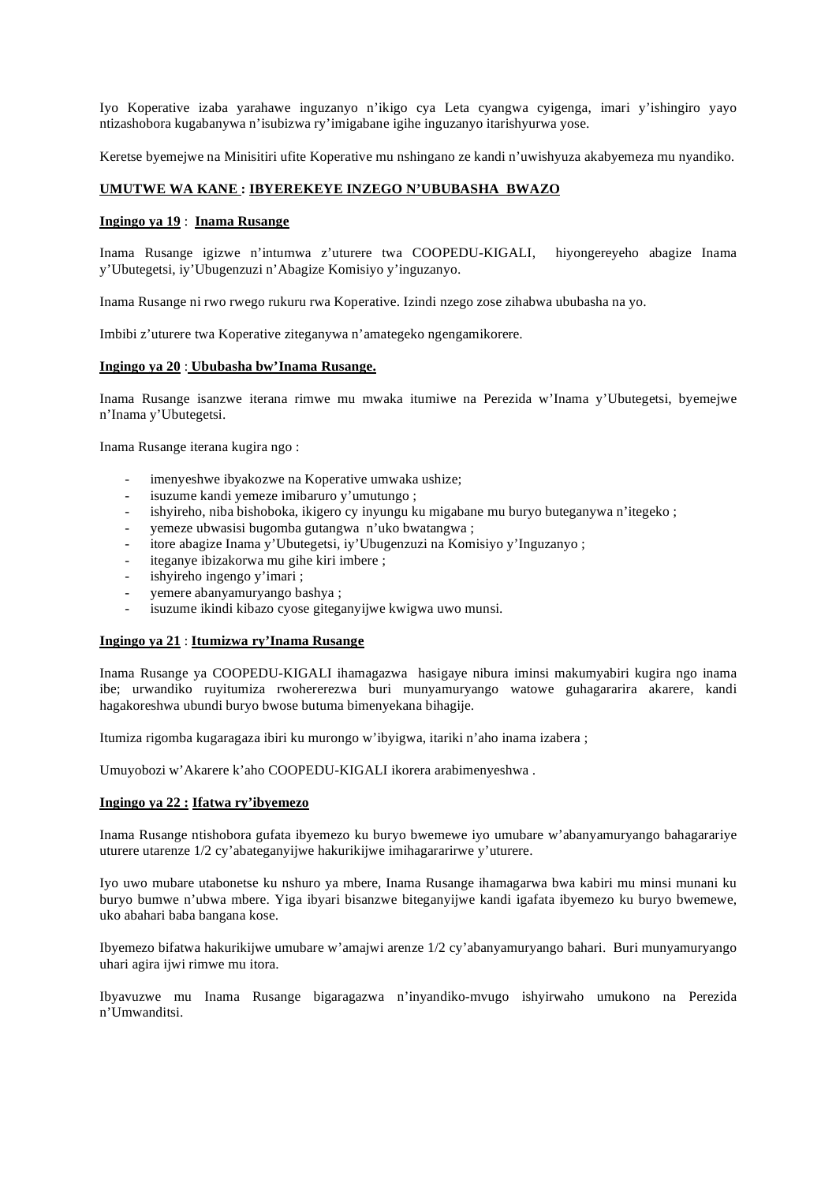Iyo Koperative izaba yarahawe inguzanyo n'ikigo cya Leta cyangwa cyigenga, imari y'ishingiro yayo ntizashobora kugabanywa n'isubizwa ry'imigabane igihe inguzanyo itarishyurwa yose.

Keretse byemejwe na Minisitiri ufite Koperative mu nshingano ze kandi n'uwishyuza akabyemeza mu nyandiko.

**UMUTWE WA KANE : IBYEREKEYE INZEGO N'UBUBASHA BWAZO**

**Ingingo ya 19 : Inama Rusange**

Inama Rusange igizwe n'intumwa z'uturere twa COOPEDU-KIGALI, hiyongereyeho abagize Inama y'Ubutegetsi, iy'Ubugenzuzi n'Abagize Komisiyo y'inguzanyo.

Inama Rusange ni rwo rwego rukuru rwa Koperative. Izindi nzego zose zihabwa ububasha na yo.

Imbibi z'uturere twa Koperative ziteganywa n'amategeko ngengamikorere.

**Ingingo ya 20 : Ububasha bw'Inama Rusange.**

Inama Rusange isanzwe iterana rimwe mu mwaka itumiwe na Perezida w'Inama y'Ubutegetsi, byemejwe n'Inama y'Ubutegetsi.

Inama Rusange iterana kugira ngo :

- imenyeshwe ibyakozwe na Koperative umwaka ushize;
- isuzume kandi yemeze imibaruro y'umutungo ;
- ishyireho, niba bishoboka, ikigero cy inyungu ku migabane mu buryo buteganywa n'itegeko ;
- yemeze ubwasisi bugomba gutangwa n'uko bwatangwa ;
- itore abagize Inama y'Ubutegetsi, iy'Ubugenzuzi na Komisiyo y'Inguzanyo ;
- iteganye ibizakorwa mu gihe kiri imbere ;
- ishyireho ingengo y'imari ;
- yemere abanyamuryango bashya ;
- isuzume ikindi kibazo cyose giteganyijwe kwigwa uwo munsi.

**Ingingo ya 21 : Itumizwa ry'Inama Rusange**

Inama Rusange ya COOPEDU-KIGALI ihamagazwa hasigaye nibura iminsi makumyabiri kugira ngo inama ibe; urwandiko ruyitumiza rwohererezwa buri munyamuryango watowe guhagararira akarere, kandi hagakoreshwa ubundi buryo bwose butuma bimenyekana bihagije.

Itumiza rigomba kugaragaza ibiri ku murongo w'ibyigwa, itariki n'aho inama izabera ;

Umuyobozi w'Akarere k'aho COOPEDU-KIGALI ikorera arabimenyeshwa .

**Ingingo ya 22 : Ifatwa ry'ibyemezo**

Inama Rusange ntishobora gufata ibyemezo ku buryo bwemewe iyo umubare w'abanyamuryango bahagarariye uturere utarenze 1/2 cy'abateganyijwe hakurikijwe imihagararirwe y'uturere.

Iyo uwo mubare utabonetse ku nshuro ya mbere, Inama Rusange ihamagarwa bwa kabiri mu minsi munani ku buryo bumwe n'ubwa mbere. Yiga ibyari bisanzwe biteganyijwe kandi igafata ibyemezo ku buryo bwemewe, uko abahari baba bangana kose.

Ibyemezo bifatwa hakurikijwe umubare w'amajwi arenze 1/2 cy'abanyamuryango bahari. Buri munyamuryango uhari agira ijwi rimwe mu itora.

Ibyavuzwe mu Inama Rusange bigaragazwa n'inyandiko-mvugo ishyirwaho umukono na Perezida n'Umwanditsi.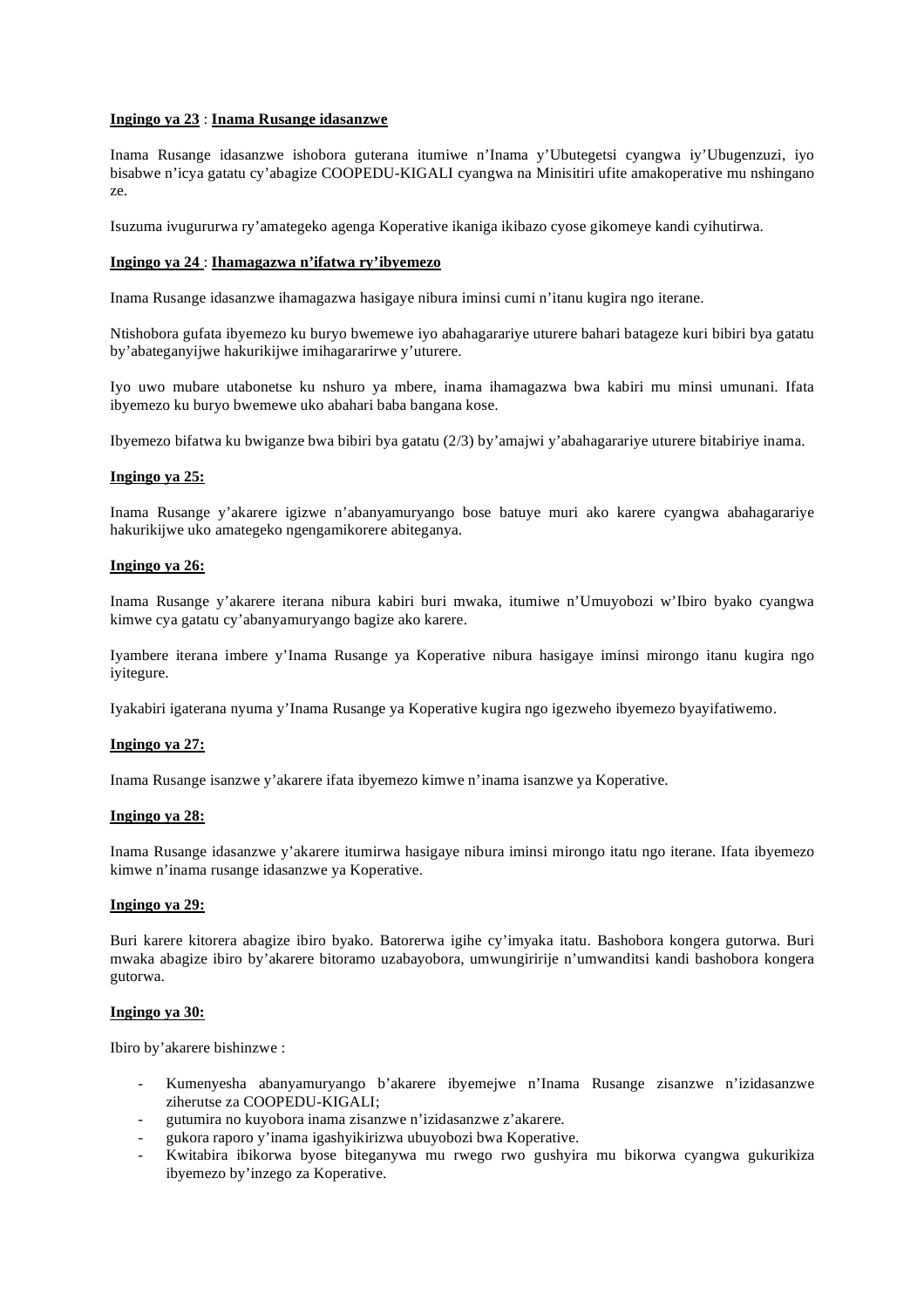**<u>Ingingo ya 23</u>** : **<u>Inama Rusange idasanzwe</u>**

Inama Rusange idasanzwe ishobora guterana itumiwe n'Inama y'Ubutegetsi cyangwa iy'Ubugenzuzi, iyo bisabwe n'icya gatatu cy'abagize COOPEDU-KIGALI cyangwa na Minisitiri ufite amakoperative mu nshingano ze.

Isuzuma ivugururwa ry'amategeko agenga Koperative ikaniga ikibazo cyose gikomeye kandi cyihutirwa.

**<u>Ingingo ya 24</u>** : **<u>Ihamagazwa n'ifatwa ry'ibyemezo</u>**

Inama Rusange idasanzwe ihamagazwa hasigaye nibura iminsi cumi n'itanu kugira ngo iterane.

Ntishobora gufata ibyemezo ku buryo bwemewe iyo abahagarariye uturere bahari batageze kuri bibiri bya gatatu by'abateganyijwe hakurikijwe imihagararirwe y'uturere.

Iyo uwo mubare utabonetse ku nshuro ya mbere, inama ihamagazwa bwa kabiri mu minsi umunani. Ifata ibyemezo ku buryo bwemewe uko abahari baba bangana kose.

Ibyemezo bifatwa ku bwiganze bwa bibiri bya gatatu (2/3) by'amajwi y'abahagarariye uturere bitabiriye inama.

**<u>Ingingo ya 25:</u>**

Inama Rusange y'akarere igizwe n'abanyamuryango bose batuye muri ako karere cyangwa abahagarariye hakurikijwe uko amategeko ngengamikorere abiteganya.

**<u>Ingingo ya 26:</u>**

Inama Rusange y'akarere iterana nibura kabiri buri mwaka, itumiwe n'Umuyobozi w'Ibiro byako cyangwa kimwe cya gatatu cy'abanyamuryango bagize ako karere.

Iyambere iterana imbere y'Inama Rusange ya Koperative nibura hasigaye iminsi mirongo itanu kugira ngo iyitegure.

Iyakabiri igaterana nyuma y'Inama Rusange ya Koperative kugira ngo igezweho ibyemezo byayifatiwemo.

**<u>Ingingo ya 27:</u>**

Inama Rusange isanzwe y'akarere ifata ibyemezo kimwe n'inama isanzwe ya Koperative.

**<u>Ingingo ya 28:</u>**

Inama Rusange idasanzwe y'akarere itumirwa hasigaye nibura iminsi mirongo itatu ngo iterane. Ifata ibyemezo kimwe n'inama rusange idasanzwe ya Koperative.

**<u>Ingingo ya 29:</u>**

Buri karere kitorera abagize ibiro byako. Batorerwa igihe cy'imyaka itatu. Bashobora kongera gutorwa. Buri mwaka abagize ibiro by'akarere bitoramo uzabayobora, umwungiririje n'umwanditsi kandi bashobora kongera gutorwa.

**<u>Ingingo ya 30:</u>**

Ibiro by'akarere bishinzwe :

- Kumenyesha abanyamuryango b'akarere ibyemejwe n'Inama Rusange zisanzwe n'izidasanzwe ziherutse za COOPEDU-KIGALI;
- gutumira no kuyobora inama zisanzwe n'izidasanzwe z'akarere.
- gukora raporo y'inama igashyikirizwa ubuyobozi bwa Koperative.
- Kwitabira ibikorwa byose biteganywa mu rwego rwo gushyira mu bikorwa cyangwa gukurikiza ibyemezo by'inzego za Koperative.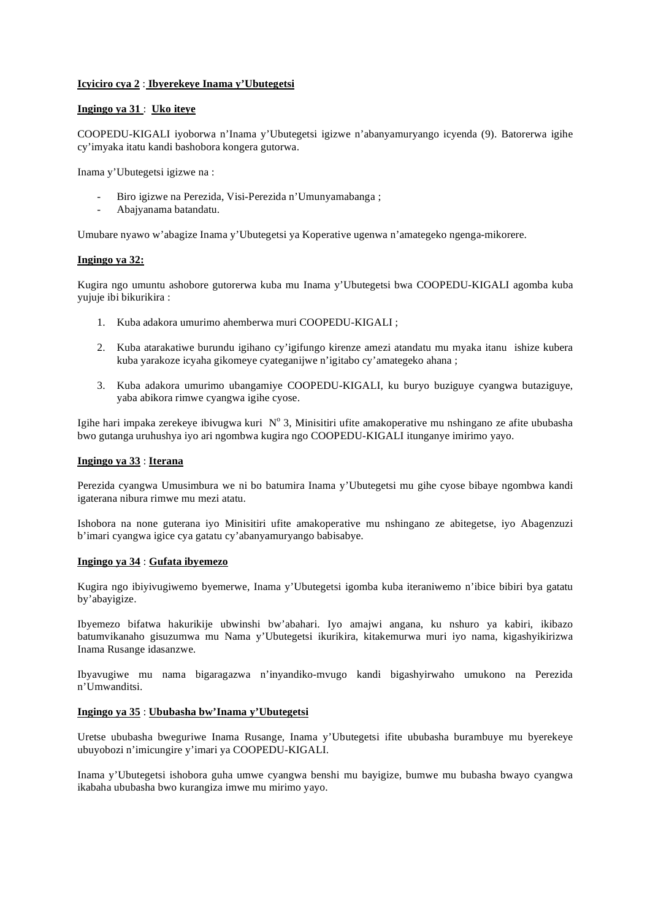**<u>Icyiciro cya 2</u>** : **<u>Ibyerekeye Inama y'Ubutegetsi</u>**

**<u>Ingingo ya 31</u>** : **<u>Uko iteye</u>**

COOPEDU-KIGALI iyoborwa n'Inama y'Ubutegetsi igizwe n'abanyamuryango icyenda (9). Batorerwa igihe cy'imyaka itatu kandi bashobora kongera gutorwa.

Inama y'Ubutegetsi igizwe na :

- Biro igizwe na Perezida, Visi-Perezida n'Umunyamabanga ;
- Abajyanama batandatu.

Umubare nyawo w'abagize Inama y'Ubutegetsi ya Koperative ugenwa n'amategeko ngenga-mikorere.

**<u>Ingingo ya 32:</u>**

Kugira ngo umuntu ashobore gutorerwa kuba mu Inama y'Ubutegetsi bwa COOPEDU-KIGALI agomba kuba yujuje ibi bikurikira :

1. Kuba adakora umurimo ahemberwa muri COOPEDU-KIGALI ;

2. Kuba atarakatiwe burundu igihano cy'igifungo kirenze amezi atandatu mu myaka itanu ishize kubera kuba yarakoze icyaha gikomeye cyateganijwe n'igitabo cy'amategeko ahana ;

3. Kuba adakora umurimo ubangamiye COOPEDU-KIGALI, ku buryo buziguye cyangwa butaziguye, yaba abikora rimwe cyangwa igihe cyose.

Igihe hari impaka zerekeye ibivugwa kuri N° 3, Minisitiri ufite amakoperative mu nshingano ze afite ububasha bwo gutanga uruhushya iyo ari ngombwa kugira ngo COOPEDU-KIGALI itunganye imirimo yayo.

**<u>Ingingo ya 33</u>** : **<u>Iterana</u>**

Perezida cyangwa Umusimbura we ni bo batumira Inama y'Ubutegetsi mu gihe cyose bibaye ngombwa kandi igaterana nibura rimwe mu mezi atatu.

Ishobora na none guterana iyo Minisitiri ufite amakoperative mu nshingano ze abitegetse, iyo Abagenzuzi b'imari cyangwa igice cya gatatu cy'abanyamuryango babisabye.

**<u>Ingingo ya 34</u>** : **<u>Gufata ibyemezo</u>**

Kugira ngo ibiyivugiwemo byemerwe, Inama y'Ubutegetsi igomba kuba iteraniwemo n'ibice bibiri bya gatatu by'abayigize.

Ibyemezo bifatwa hakurikije ubwinshi bw'abahari. Iyo amajwi angana, ku nshuro ya kabiri, ikibazo batumvikanaho gisuzumwa mu Nama y'Ubutegetsi ikurikira, kitakemurwa muri iyo nama, kigashyikirizwa Inama Rusange idasanzwe.

Ibyavugiwe mu nama bigaragazwa n'inyandiko-mvugo kandi bigashyirwaho umukono na Perezida n'Umwanditsi.

**<u>Ingingo ya 35</u>** : **<u>Ububasha bw'Inama y'Ubutegetsi</u>**

Uretse ububasha bweguriwe Inama Rusange, Inama y'Ubutegetsi ifite ububasha burambuye mu byerekeye ubuyobozi n'imicungire y'imari ya COOPEDU-KIGALI.

Inama y'Ubutegetsi ishobora guha umwe cyangwa benshi mu bayigize, bumwe mu bubasha bwayo cyangwa ikabaha ububasha bwo kurangiza imwe mu mirimo yayo.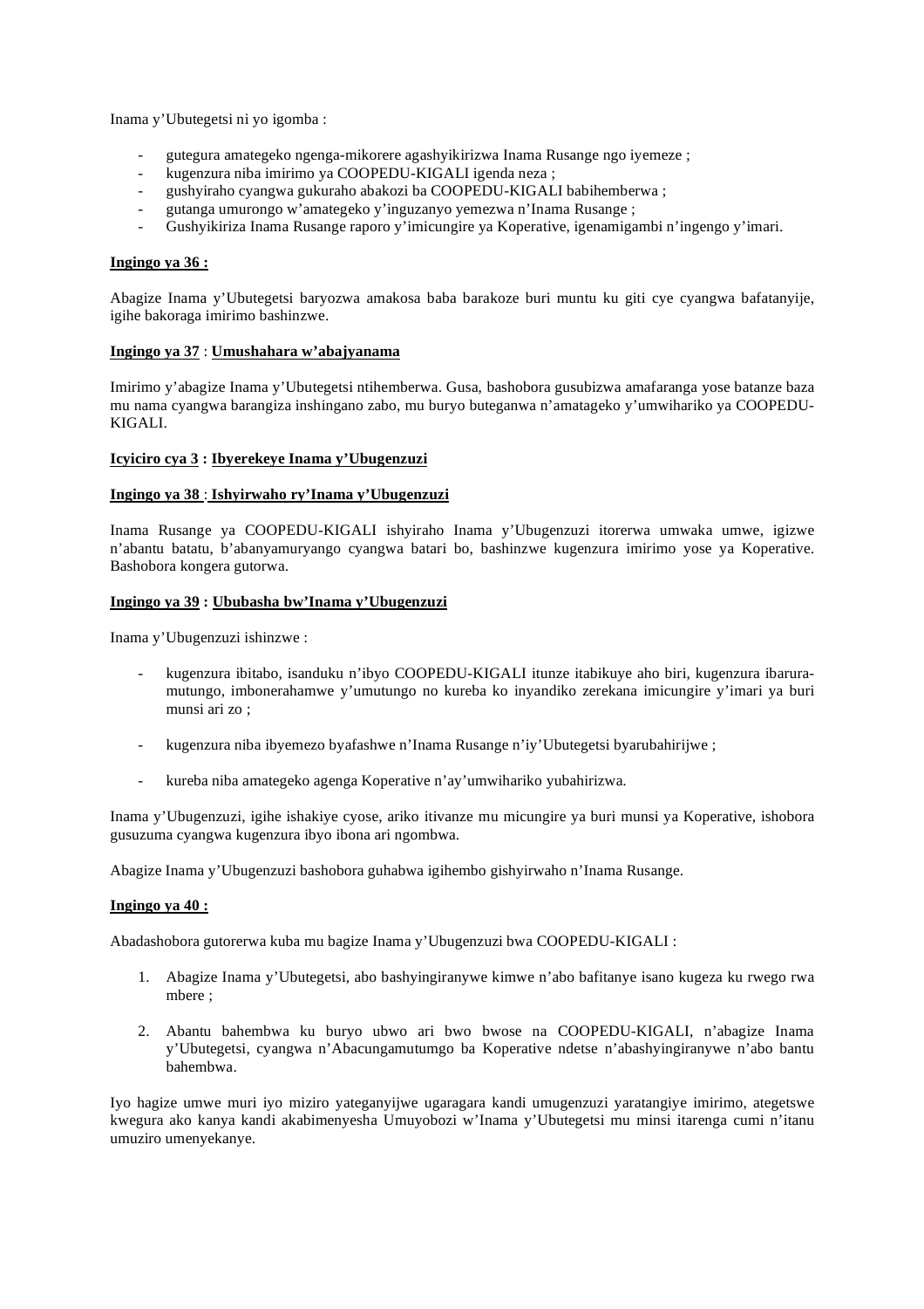Inama y'Ubutegetsi ni yo igomba :

- gutegura amategeko ngenga-mikorere agashyikirizwa Inama Rusange ngo iyemeze ;
- kugenzura niba imirimo ya COOPEDU-KIGALI igenda neza ;
- gushyiraho cyangwa gukuraho abakozi ba COOPEDU-KIGALI babihemberwa ;
- gutanga umurongo w'amategeko y'inguzanyo yemezwa n'Inama Rusange ;
- Gushyikiriza Inama Rusange raporo y'imicungire ya Koperative, igenamigambi n'ingengo y'imari.

**<u>Ingingo ya 36 :</u>**

Abagize Inama y'Ubutegetsi baryozwa amakosa baba barakoze buri muntu ku giti cye cyangwa bafatanyije, igihe bakoraga imirimo bashinzwe.

**<u>Ingingo ya 37</u> : <u>Umushahara w'abajyanama</u>**

Imirimo y'abagize Inama y'Ubutegetsi ntihemberwa. Gusa, bashobora gusubizwa amafaranga yose batanze baza mu nama cyangwa barangiza inshingano zabo, mu buryo buteganwa n'amategeko y'umwihariko ya COOPEDU-KIGALI.

**<u>Icyiciro cya 3</u> : <u>Ibyerekeye Inama y'Ubugenzuzi</u>**

**<u>Ingingo ya 38</u> : <u>Ishyirwaho ry'Inama y'Ubugenzuzi</u>**

Inama Rusange ya COOPEDU-KIGALI ishyiraho Inama y'Ubugenzuzi itorerwa umwaka umwe, igizwe n'abantu batatu, b'abanyamuryango cyangwa batari bo, bashinzwe kugenzura imirimo yose ya Koperative. Bashobora kongera gutorwa.

**<u>Ingingo ya 39</u> : <u>Ububasha bw'Inama y'Ubugenzuzi</u>**

Inama y'Ubugenzuzi ishinzwe :

- kugenzura ibitabo, isanduku n'ibyo COOPEDU-KIGALI itunze itabikuye aho biri, kugenzura ibarura-mutungo, imbonerahamwe y'umutungo no kureba ko inyandiko zerekana imicungire y'imari ya buri munsi ari zo ;

- kugenzura niba ibyemezo byafashwe n'Inama Rusange n'iy'Ubutegetsi byarubahirijwe ;

- kureba niba amategeko agenga Koperative n'ay'umwihariko yubahirizwa.

Inama y'Ubugenzuzi, igihe ishakiye cyose, ariko itivanze mu micungire ya buri munsi ya Koperative, ishobora gusuzuma cyangwa kugenzura ibyo ibona ari ngombwa.

Abagize Inama y'Ubugenzuzi bashobora guhabwa igihembo gishyirwaho n'Inama Rusange.

**<u>Ingingo ya 40 :</u>**

Abadashobora gutorerwa kuba mu bagize Inama y'Ubugenzuzi bwa COOPEDU-KIGALI :

1. Abagize Inama y'Ubutegetsi, abo bashyingiranywe kimwe n'abo bafitanye isano kugeza ku rwego rwa mbere ;

2. Abantu bahembwa ku buryo ubwo ari bwo bwose na COOPEDU-KIGALI, n'abagize Inama y'Ubutegetsi, cyangwa n'Abacungamutumgo ba Koperative ndetse n'abashyingiranywe n'abo bantu bahembwa.

Iyo hagize umwe muri iyo miziro yateganyijwe ugaragara kandi umugenzuzi yaratangiye imirimo, ategetswe kwegura ako kanya kandi akabimenyesha Umuyobozi w'Inama y'Ubutegetsi mu minsi itarenga cumi n'itanu umuziro umenyekanye.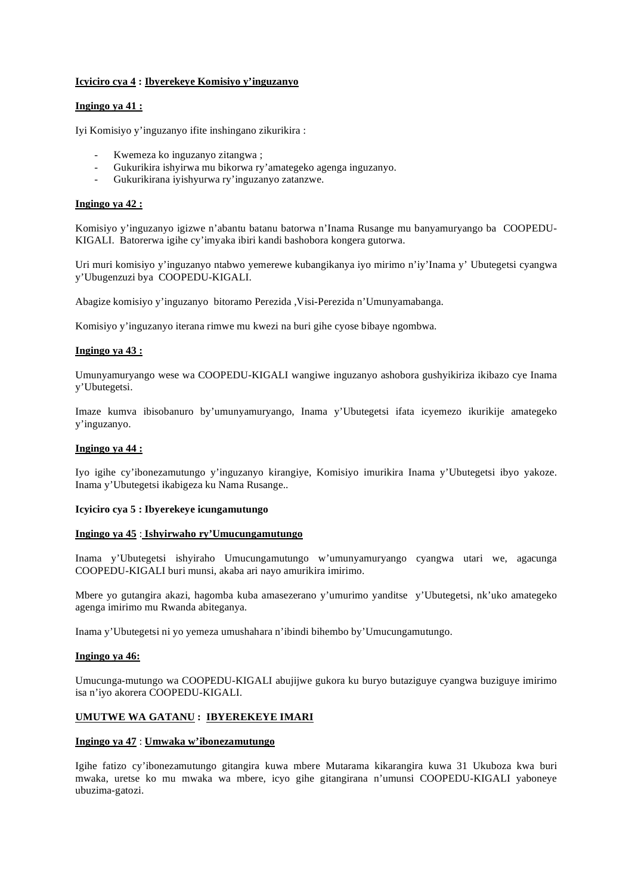**Icyiciro cya 4 : Ibyerekeye Komisiyo y'inguzanyo**

**Ingingo ya 41 :**

Iyi Komisiyo y'inguzanyo ifite inshingano zikurikira :

- Kwemeza ko inguzanyo zitangwa ;
- Gukurikira ishyirwa mu bikorwa ry'amategeko agenga inguzanyo.
- Gukurikirana iyishyurwa ry'inguzanyo zatanzwe.

**Ingingo ya 42 :**

Komisiyo y'inguzanyo igizwe n'abantu batanu batorwa n'Inama Rusange mu banyamuryango ba COOPEDU-KIGALI. Batorerwa igihe cy'imyaka ibiri kandi bashobora kongera gutorwa.

Uri muri komisiyo y'inguzanyo ntabwo yemerewe kubangikanya iyo mirimo n'iy'Inama y' Ubutegetsi cyangwa y'Ubugenzuzi bya COOPEDU-KIGALI.

Abagize komisiyo y'inguzanyo bitoramo Perezida ,Visi-Perezida n'Umunyamabanga.

Komisiyo y'inguzanyo iterana rimwe mu kwezi na buri gihe cyose bibaye ngombwa.

**Ingingo ya 43 :**

Umunyamuryango wese wa COOPEDU-KIGALI wangiwe inguzanyo ashobora gushyikiriza ikibazo cye Inama y'Ubutegetsi.

Imaze kumva ibisobanuro by'umunyamuryango, Inama y'Ubutegetsi ifata icyemezo ikurikije amategeko y'inguzanyo.

**Ingingo ya 44 :**

Iyo igihe cy'ibonezamutungo y'inguzanyo kirangiye, Komisiyo imurikira Inama y'Ubutegetsi ibyo yakoze. Inama y'Ubutegetsi ikabigeza ku Nama Rusange..

**Icyiciro cya 5 : Ibyerekeye icungamutungo**

**Ingingo ya 45 : Ishyirwaho ry'Umucungamutungo**

Inama y'Ubutegetsi ishyiraho Umucungamutungo w'umunyamuryango cyangwa utari we, agacunga COOPEDU-KIGALI buri munsi, akaba ari nayo amurikira imirimo.

Mbere yo gutangira akazi, hagomba kuba amasezerano y'umurimo yanditse y'Ubutegetsi, nk'uko amategeko agenga imirimo mu Rwanda abiteganya.

Inama y'Ubutegetsi ni yo yemeza umushahara n'ibindi bihembo by'Umucungamutungo.

**Ingingo ya 46:**

Umucunga-mutungo wa COOPEDU-KIGALI abujijwe gukora ku buryo butaziguye cyangwa buziguye imirimo isa n'iyo akorera COOPEDU-KIGALI.

## UMUTWE WA GATANU : IBYEREKEYE IMARI

**Ingingo ya 47 : Umwaka w'ibonezamutungo**

Igihe fatizo cy'ibonezamutungo gitangira kuwa mbere Mutarama kikarangira kuwa 31 Ukuboza kwa buri mwaka, uretse ko mu mwaka wa mbere, icyo gihe gitangirana n'umunsi COOPEDU-KIGALI yaboneye ubuzima-gatozi.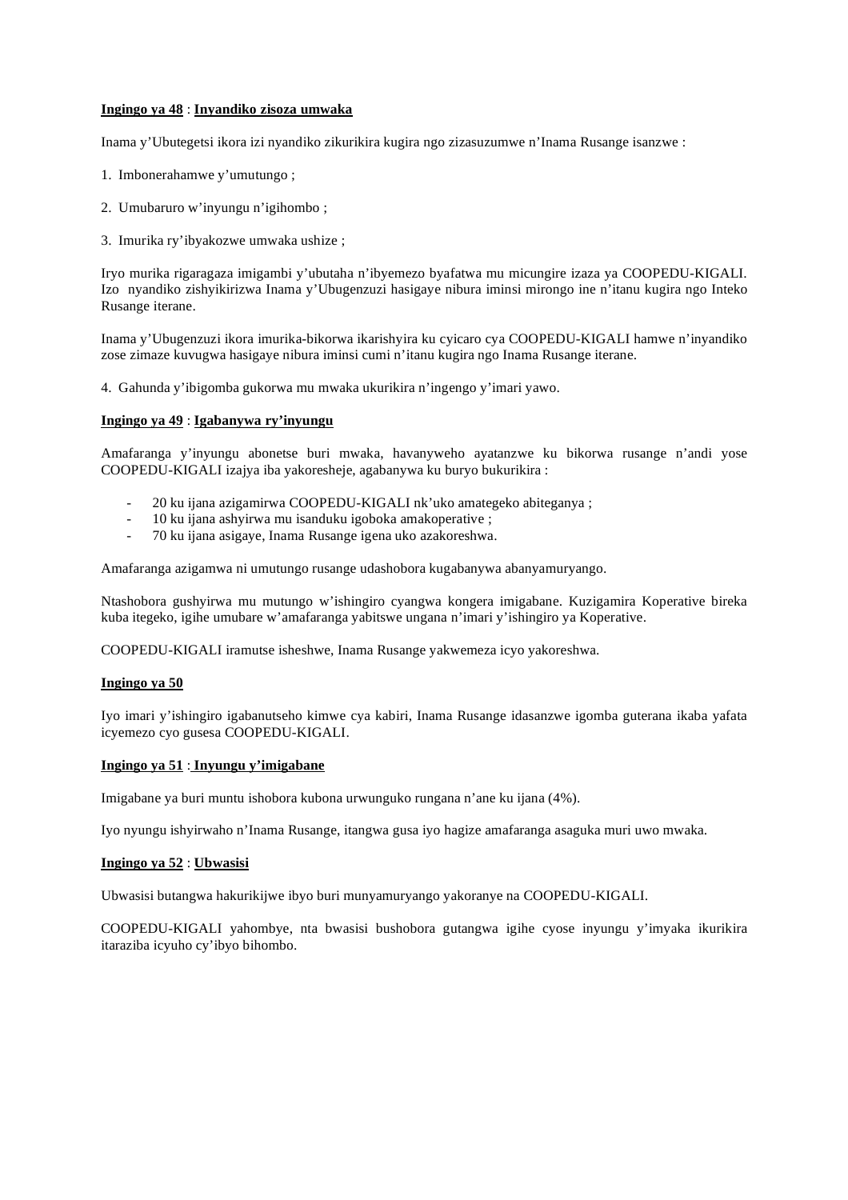**Ingingo ya 48** : **Inyandiko zisoza umwaka**

Inama y'Ubutegetsi ikora izi nyandiko zikurikira kugira ngo zizasuzumwe n'Inama Rusange isanzwe :

1. Imbonerahamwe y'umutungo ;

2. Umubaruro w'inyungu n'igihombo ;

3. Imurika ry'ibyakozwe umwaka ushize ;

Iryo murika rigaragaza imigambi y'ubutaha n'ibyemezo byafatwa mu micungire izaza ya COOPEDU-KIGALI. Izo nyandiko zishyikirizwa Inama y'Ubugenzuzi hasigaye nibura iminsi mirongo ine n'itanu kugira ngo Inteko Rusange iterane.

Inama y'Ubugenzuzi ikora imurika-bikorwa ikarishyira ku cyicaro cya COOPEDU-KIGALI hamwe n'inyandiko zose zimaze kuvugwa hasigaye nibura iminsi cumi n'itanu kugira ngo Inama Rusange iterane.

4. Gahunda y'ibigomba gukorwa mu mwaka ukurikira n'ingengo y'imari yawo.

**Ingingo ya 49** : **Igabanywa ry'inyungu**

Amafaranga y'inyungu abonetse buri mwaka, havanyweho ayatanzwe ku bikorwa rusange n'andi yose COOPEDU-KIGALI izajya iba yakoresheje, agabanywa ku buryo bukurikira :

- 20 ku ijana azigamirwa COOPEDU-KIGALI nk'uko amategeko abiteganya ;
- 10 ku ijana ashyirwa mu isanduku igoboka amakoperative ;
- 70 ku ijana asigaye, Inama Rusange igena uko azakoreshwa.

Amafaranga azigamwa ni umutungo rusange udashobora kugabanywa abanyamuryango.

Ntashobora gushyirwa mu mutungo w'ishingiro cyangwa kongera imigabane. Kuzigamira Koperative bireka kuba itegeko, igihe umubare w'amafaranga yabitswe ungana n'imari y'ishingiro ya Koperative.

COOPEDU-KIGALI iramutse isheshwe, Inama Rusange yakwemeza icyo yakoreshwa.

**Ingingo ya 50**

Iyo imari y'ishingiro igabanutseho kimwe cya kabiri, Inama Rusange idasanzwe igomba guterana ikaba yafata icyemezo cyo gusesa COOPEDU-KIGALI.

**Ingingo ya 51** : **Inyungu y'imigabane**

Imigabane ya buri muntu ishobora kubona urwunguko rungana n'ane ku ijana (4%).

Iyo nyungu ishyirwaho n'Inama Rusange, itangwa gusa iyo hagize amafaranga asaguka muri uwo mwaka.

**Ingingo ya 52** : **Ubwasisi**

Ubwasisi butangwa hakurikijwe ibyo buri munyamuryango yakoranye na COOPEDU-KIGALI.

COOPEDU-KIGALI yahombye, nta bwasisi bushobora gutangwa igihe cyose inyungu y'imyaka ikurikira itaraziba icyuho cy'ibyo bihombo.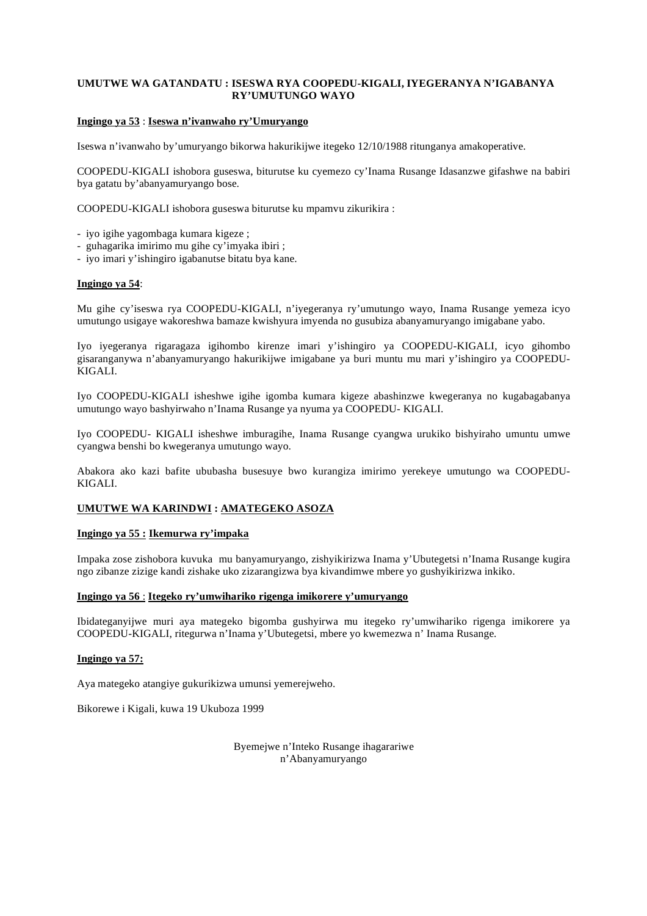## UMUTWE WA GATANDATU : ISESWA RYA COOPEDU-KIGALI, IYEGERANYA N'IGABANYA RY'UMUTUNGO WAYO

**Ingingo ya 53** : **Iseswa n'ivanwaho ry'Umuryango**

Iseswa n'ivanwaho by'umuryango bikorwa hakurikijwe itegeko 12/10/1988 ritunganya amakoperative.

COOPEDU-KIGALI ishobora guseswa, biturutse ku cyemezo cy'Inama Rusange Idasanzwe gifashwe na babiri bya gatatu by'abanyamuryango bose.

COOPEDU-KIGALI ishobora guseswa biturutse ku mpamvu zikurikira :

- iyo igihe yagombaga kumara kigeze ;
- guhagarika imirimo mu gihe cy'imyaka ibiri ;
- iyo imari y'ishingiro igabanutse bitatu bya kane.

**Ingingo ya 54**:

Mu gihe cy'iseswa rya COOPEDU-KIGALI, n'iyegeranya ry'umutungo wayo, Inama Rusange yemeza icyo umutungo usigaye wakoreshwa bamaze kwishyura imyenda no gusubiza abanyamuryango imigabane yabo.

Iyo iyegeranya rigaragaza igihombo kirenze imari y'ishingiro ya COOPEDU-KIGALI, icyo gihombo gisaranganywa n'abanyamuryango hakurikijwe imigabane ya buri muntu mu mari y'ishingiro ya COOPEDU-KIGALI.

Iyo COOPEDU-KIGALI isheshwe igihe igomba kumara kigeze abashinzwe kwegeranya no kugabagabanya umutungo wayo bashyirwaho n'Inama Rusange ya nyuma ya COOPEDU- KIGALI.

Iyo COOPEDU- KIGALI isheshwe imburagihe, Inama Rusange cyangwa urukiko bishyiraho umuntu umwe cyangwa benshi bo kwegeranya umutungo wayo.

Abakora ako kazi bafite ububasha busesuye bwo kurangiza imirimo yerekeye umutungo wa COOPEDU-KIGALI.

## UMUTWE WA KARINDWI : AMATEGEKO ASOZA

**Ingingo ya 55 : Ikemurwa ry'impaka**

Impaka zose zishobora kuvuka mu banyamuryango, zishyikirizwa Inama y'Ubutegetsi n'Inama Rusange kugira ngo zibanze zizige kandi zishake uko zizarangizwa bya kivandimwe mbere yo gushyikirizwa inkiko.

**Ingingo ya 56** : **Itegeko ry'umwihariko rigenga imikorere y'umuryango**

Ibidateganyijwe muri aya mategeko bigomba gushyirwa mu itegeko ry'umwihariko rigenga imikorere ya COOPEDU-KIGALI, ritegurwa n'Inama y'Ubutegetsi, mbere yo kwemezwa n' Inama Rusange.

**Ingingo ya 57:**

Aya mategeko atangiye gukurikizwa umunsi yemerejweho.

Bikorewe i Kigali, kuwa 19 Ukuboza 1999

Byemejwe n'Inteko Rusange ihagarariwe n'Abanyamuryango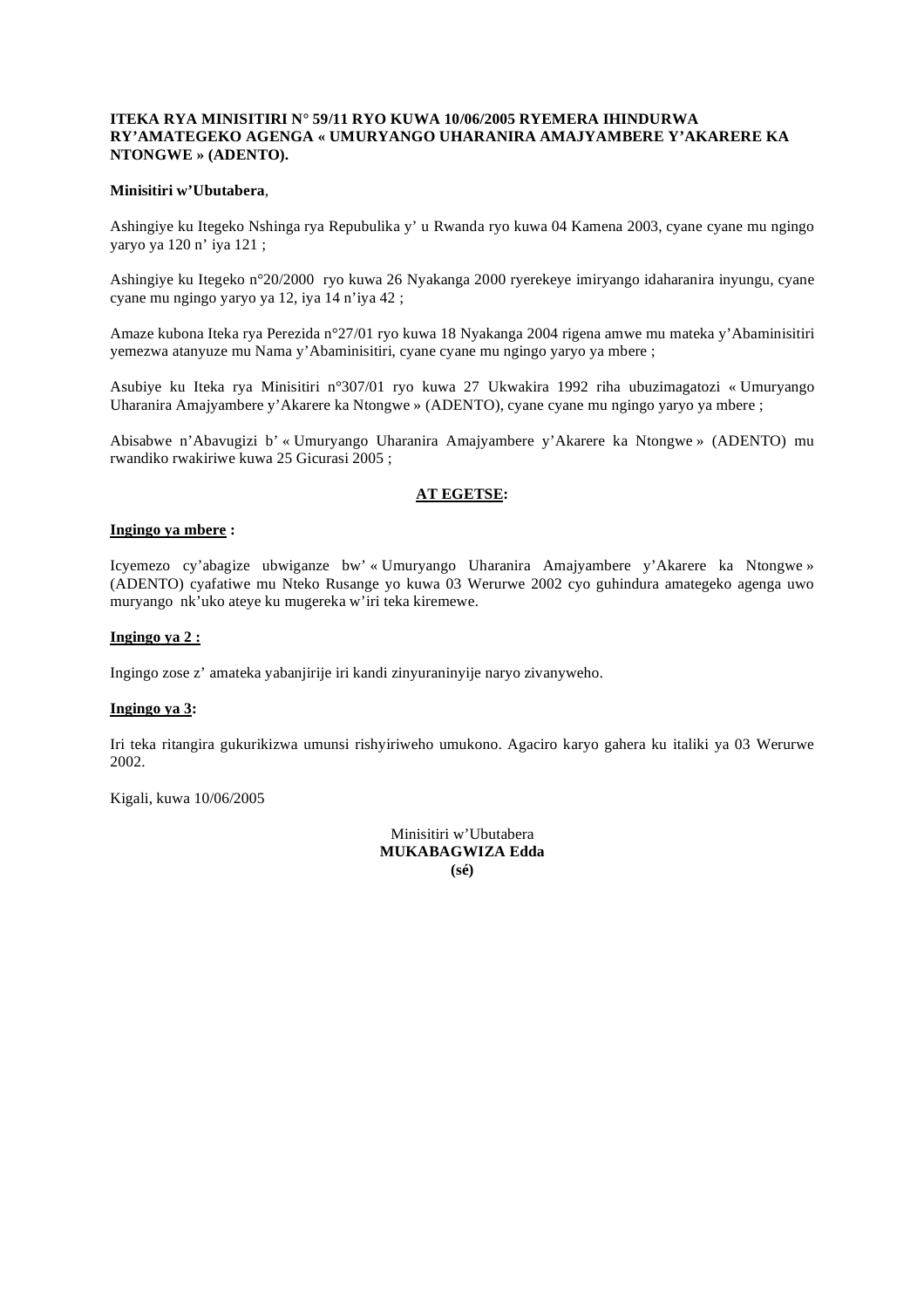**ITEKA RYA MINISITIRI N° 59/11 RYO KUWA 10/06/2005 RYEMERA IHINDURWA RY'AMATEGEKO AGENGA « UMURYANGO UHARANIRA AMAJYAMBERE Y'AKARERE KA NTONGWE » (ADENTO).**

**Minisitiri w'Ubutabera**,

Ashingiye ku Itegeko Nshinga rya Repubulika y' u Rwanda ryo kuwa 04 Kamena 2003, cyane cyane mu ngingo yaryo ya 120 n' iya 121 ;

Ashingiye ku Itegeko n°20/2000 ryo kuwa 26 Nyakanga 2000 ryerekeye imiryango idaharanira inyungu, cyane cyane mu ngingo yaryo ya 12, iya 14 n'iya 42 ;

Amaze kubona Iteka rya Perezida n°27/01 ryo kuwa 18 Nyakanga 2004 rigena amwe mu mateka y'Abaminisitiri yemezwa atanyuze mu Nama y'Abaminisitiri, cyane cyane mu ngingo yaryo ya mbere ;

Asubiye ku Iteka rya Minisitiri n°307/01 ryo kuwa 27 Ukwakira 1992 riha ubuzimagatozi « Umuryango Uharanira Amajyambere y'Akarere ka Ntongwe » (ADENTO), cyane cyane mu ngingo yaryo ya mbere ;

Abisabwe n'Abavugizi b' « Umuryango Uharanira Amajyambere y'Akarere ka Ntongwe » (ADENTO) mu rwandiko rwakiriwe kuwa 25 Gicurasi 2005 ;

**AT EGETSE:**

**Ingingo ya mbere :**

Icyemezo cy'abagize ubwiganze bw' « Umuryango Uharanira Amajyambere y'Akarere ka Ntongwe » (ADENTO) cyafatiwe mu Nteko Rusange yo kuwa 03 Werurwe 2002 cyo guhindura amategeko agenga uwo muryango nk'uko ateye ku mugereka w'iri teka kiremewe.

**Ingingo ya 2 :**

Ingingo zose z' amateka yabanjirije iri kandi zinyuraninyije naryo zivanyweho.

**Ingingo ya 3:**

Iri teka ritangira gukurikizwa umunsi rishyiriweho umukono. Agaciro karyo gahera ku italiki ya 03 Werurwe 2002.

Kigali, kuwa 10/06/2005

Minisitiri w'Ubutabera
**MUKABAGWIZA Edda**
**(sé)**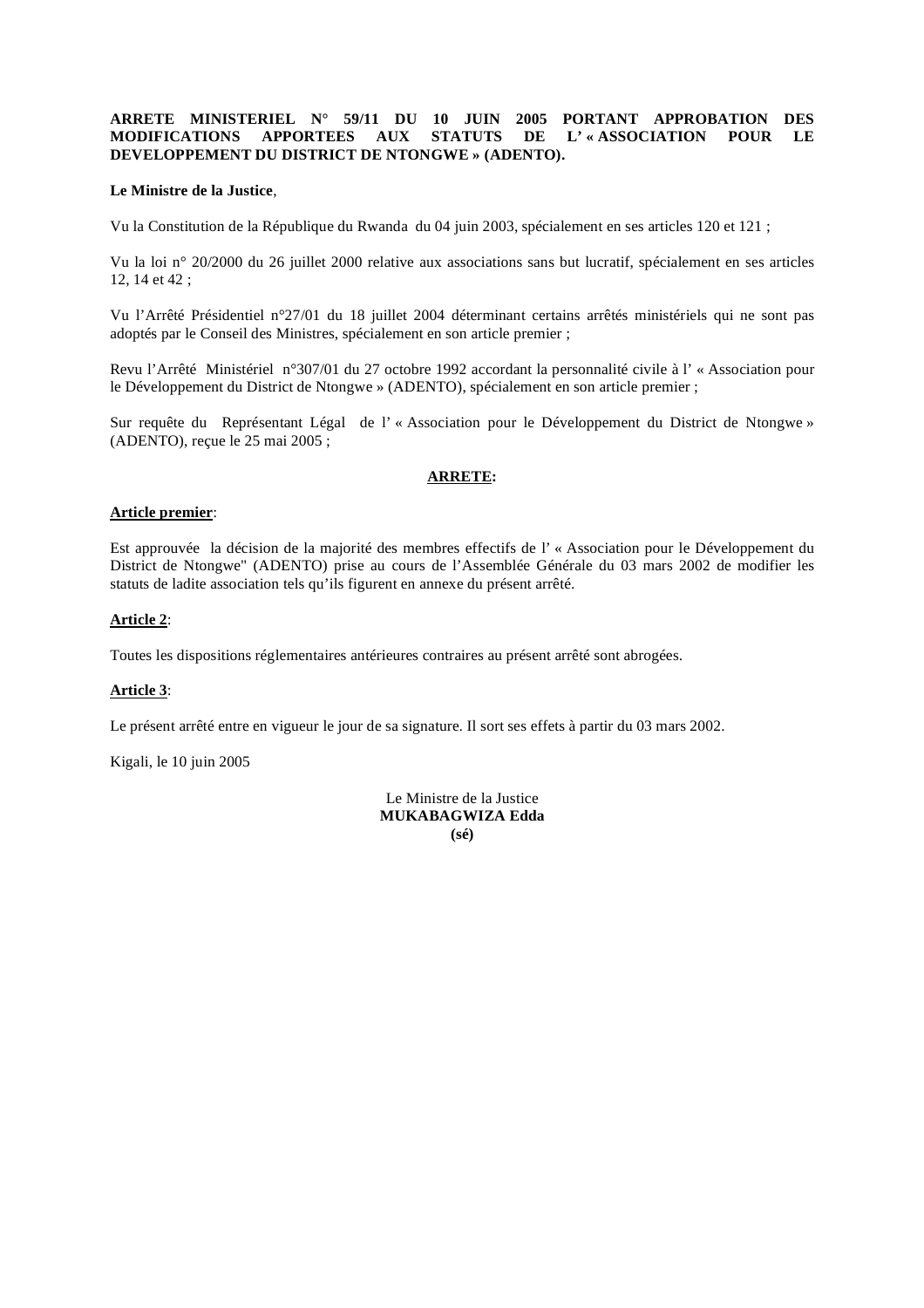**ARRETE MINISTERIEL N° 59/11 DU 10 JUIN 2005 PORTANT APPROBATION DES MODIFICATIONS APPORTEES AUX STATUTS DE L' « ASSOCIATION POUR LE DEVELOPPEMENT DU DISTRICT DE NTONGWE » (ADENTO).**

**Le Ministre de la Justice**,

Vu la Constitution de la République du Rwanda du 04 juin 2003, spécialement en ses articles 120 et 121 ;

Vu la loi n° 20/2000 du 26 juillet 2000 relative aux associations sans but lucratif, spécialement en ses articles 12, 14 et 42 ;

Vu l'Arrêté Présidentiel n°27/01 du 18 juillet 2004 déterminant certains arrêtés ministériels qui ne sont pas adoptés par le Conseil des Ministres, spécialement en son article premier ;

Revu l'Arrêté Ministériel n°307/01 du 27 octobre 1992 accordant la personnalité civile à l' « Association pour le Développement du District de Ntongwe » (ADENTO), spécialement en son article premier ;

Sur requête du Représentant Légal de l' « Association pour le Développement du District de Ntongwe » (ADENTO), reçue le 25 mai 2005 ;

**ARRETE:**

**Article premier**:

Est approuvée la décision de la majorité des membres effectifs de l' « Association pour le Développement du District de Ntongwe" (ADENTO) prise au cours de l'Assemblée Générale du 03 mars 2002 de modifier les statuts de ladite association tels qu'ils figurent en annexe du présent arrêté.

**Article 2**:

Toutes les dispositions réglementaires antérieures contraires au présent arrêté sont abrogées.

**Article 3**:

Le présent arrêté entre en vigueur le jour de sa signature. Il sort ses effets à partir du 03 mars 2002.

Kigali, le 10 juin 2005

Le Ministre de la Justice
**MUKABAGWIZA Edda**
**(sé)**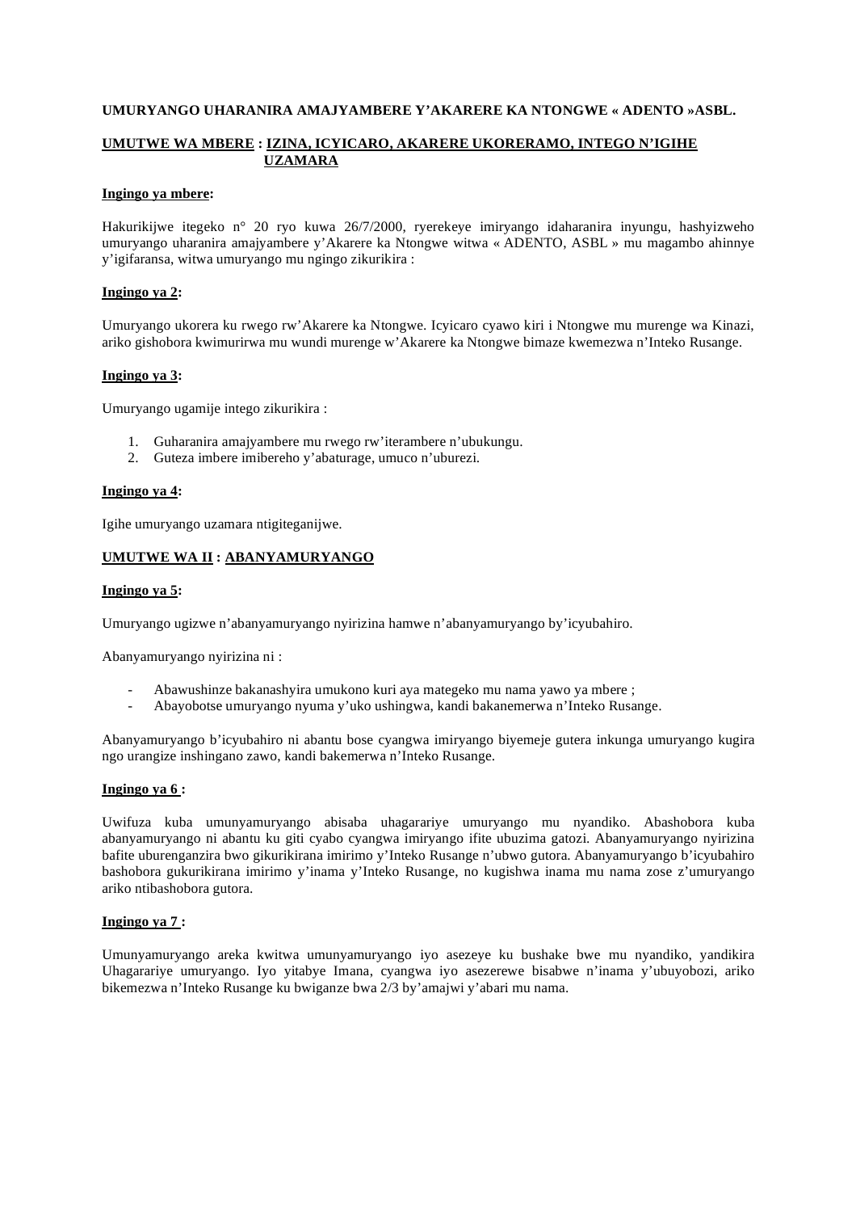**UMURYANGO UHARANIRA AMAJYAMBERE Y'AKARERE KA NTONGWE « ADENTO »ASBL.**

**UMUTWE WA MBERE : IZINA, ICYICARO, AKARERE UKORERAMO, INTEGO N'IGIHE UZAMARA**

**Ingingo ya mbere:**

Hakurikijwe itegeko n° 20 ryo kuwa 26/7/2000, ryerekeye imiryango idaharanira inyungu, hashyizweho umuryango uharanira amajyambere y'Akarere ka Ntongwe witwa « ADENTO, ASBL » mu magambo ahinnye y'igifaransa, witwa umuryango mu ngingo zikurikira :

**Ingingo ya 2:**

Umuryango ukorera ku rwego rw'Akarere ka Ntongwe. Icyicaro cyawo kiri i Ntongwe mu murenge wa Kinazi, ariko gishobora kwimurirwa mu wundi murenge w'Akarere ka Ntongwe bimaze kwemezwa n'Inteko Rusange.

**Ingingo ya 3:**

Umuryango ugamije intego zikurikira :

1. Guharanira amajyambere mu rwego rw'iterambere n'ubukungu.
2. Guteza imbere imibereho y'abaturage, umuco n'uburezi.

**Ingingo ya 4:**

Igihe umuryango uzamara ntigiteganijwe.

**UMUTWE WA II : ABANYAMURYANGO**

**Ingingo ya 5:**

Umuryango ugizwe n'abanyamuryango nyirizina hamwe n'abanyamuryango by'icyubahiro.

Abanyamuryango nyirizina ni :

- Abawushinze bakanashyira umukono kuri aya mategeko mu nama yawo ya mbere ;
- Abayobotse umuryango nyuma y'uko ushingwa, kandi bakanemerwa n'Inteko Rusange.

Abanyamuryango b'icyubahiro ni abantu bose cyangwa imiryango biyemeje gutera inkunga umuryango kugira ngo urangize inshingano zawo, kandi bakemerwa n'Inteko Rusange.

**Ingingo ya 6 :**

Uwifuza kuba umunyamuryango abisaba uhagarariye umuryango mu nyandiko. Abashobora kuba abanyamuryango ni abantu ku giti cyabo cyangwa imiryango ifite ubuzima gatozi. Abanyamuryango nyirizina bafite uburenganzira bwo gikurikirana imirimo y'Inteko Rusange n'ubwo gutora. Abanyamuryango b'icyubahiro bashobora gukurikirana imirimo y'inama y'Inteko Rusange, no kugishwa inama mu nama zose z'umuryango ariko ntibashobora gutora.

**Ingingo ya 7 :**

Umunyamuryango areka kwitwa umunyamuryango iyo asezeye ku bushake bwe mu nyandiko, yandikira Uhagarariye umuryango. Iyo yitabye Imana, cyangwa iyo asezerewe bisabwe n'inama y'ubuyobozi, ariko bikemezwa n'Inteko Rusange ku bwiganze bwa 2/3 by'amajwi y'abari mu nama.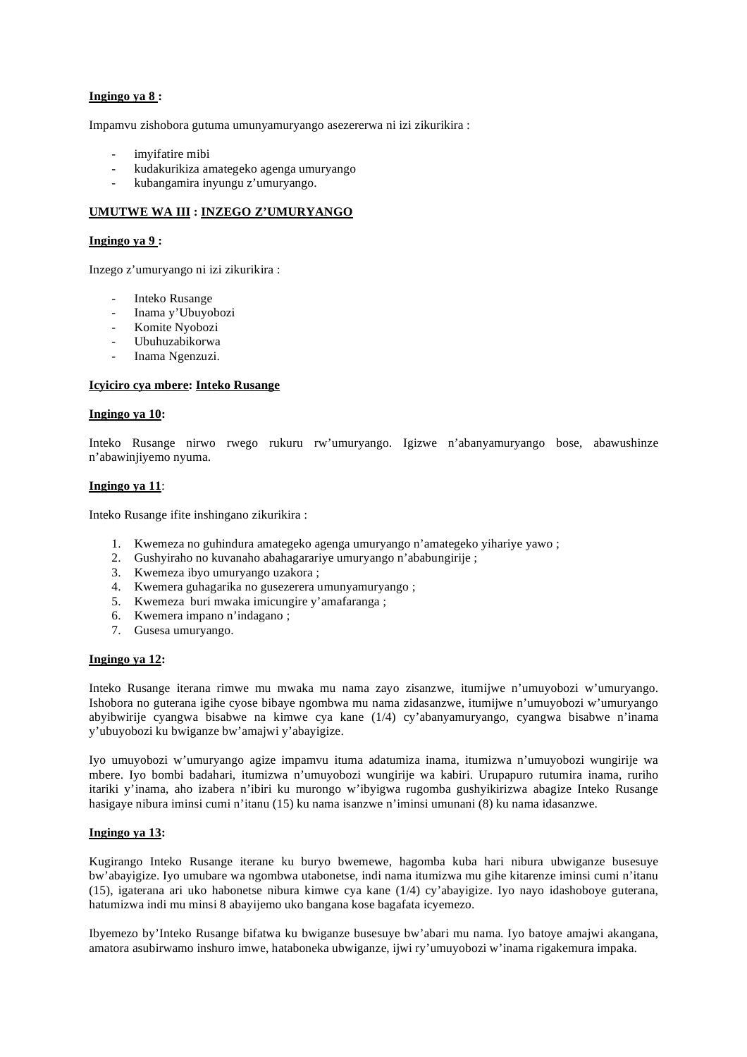**Ingingo ya 8 :**

Impamvu zishobora gutuma umunyamuryango asezererwa ni izi zikurikira :

- imyifatire mibi
- kudakurikiza amategeko agenga umuryango
- kubangamira inyungu z’umuryango.

**UMUTWE WA III : INZEGO Z’UMURYANGO**

**Ingingo ya 9 :**

Inzego z’umuryango ni izi zikurikira :

- Inteko Rusange
- Inama y’Ubuyobozi
- Komite Nyobozi
- Ubuhuzabikorwa
- Inama Ngenzuzi.

**Icyiciro cya mbere: Inteko Rusange**

**Ingingo ya 10:**

Inteko Rusange nirwo rwego rukuru rw’umuryango. Igizwe n’abanyamuryango bose, abawushinze n’abawinjiyemo nyuma.

**Ingingo ya 11**:

Inteko Rusange ifite inshingano zikurikira :

1. Kwemeza no guhindura amategeko agenga umuryango n’amategeko yihariye yawo ;
2. Gushyiraho no kuvanaho abahagarariye umuryango n’ababungirije ;
3. Kwemeza ibyo umuryango uzakora ;
4. Kwemera guhagarika no gusezerera umunyamuryango ;
5. Kwemeza buri mwaka imicungire y’amafaranga ;
6. Kwemera impano n’indagano ;
7. Gusesa umuryango.

**Ingingo ya 12:**

Inteko Rusange iterana rimwe mu mwaka mu nama zayo zisanzwe, itumijwe n’umuyobozi w’umuryango. Ishobora no guterana igihe cyose bibaye ngombwa mu nama zidasanzwe, itumijwe n’umuyobozi w’umuryango abyibwirije cyangwa bisabwe na kimwe cya kane (1/4) cy’abanyamuryango, cyangwa bisabwe n’inama y’ubuyobozi ku bwiganze bw’amajwi y’abayigize.

Iyo umuyobozi w’umuryango agize impamvu ituma adatumiza inama, itumizwa n’umuyobozi wungirije wa mbere. Iyo bombi badahari, itumizwa n’umuyobozi wungirije wa kabiri. Urupapuro rutumira inama, ruriho itariki y’inama, aho izabera n’ibiri ku murongo w’ibyigwa rugomba gushyikirizwa abagize Inteko Rusange hasigaye nibura iminsi cumi n’itanu (15) ku nama isanzwe n’iminsi umunani (8) ku nama idasanzwe.

**Ingingo ya 13:**

Kugirango Inteko Rusange iterane ku buryo bwemewe, hagomba kuba hari nibura ubwiganze busesuye bw’abayigize. Iyo umubare wa ngombwa utabonetse, indi nama itumizwa mu gihe kitarenze iminsi cumi n’itanu (15), igaterana ari uko habonetse nibura kimwe cya kane (1/4) cy’abayigize. Iyo nayo idashoboye guterana, hatumizwa indi mu minsi 8 abayijemo uko bangana kose bagafata icyemezo.

Ibyemezo by’Inteko Rusange bifatwa ku bwiganze busesuye bw’abari mu nama. Iyo batoye amajwi akangana, amatora asubirwamo inshuro imwe, hataboneka ubwiganze, ijwi ry’umuyobozi w’inama rigakemura impaka.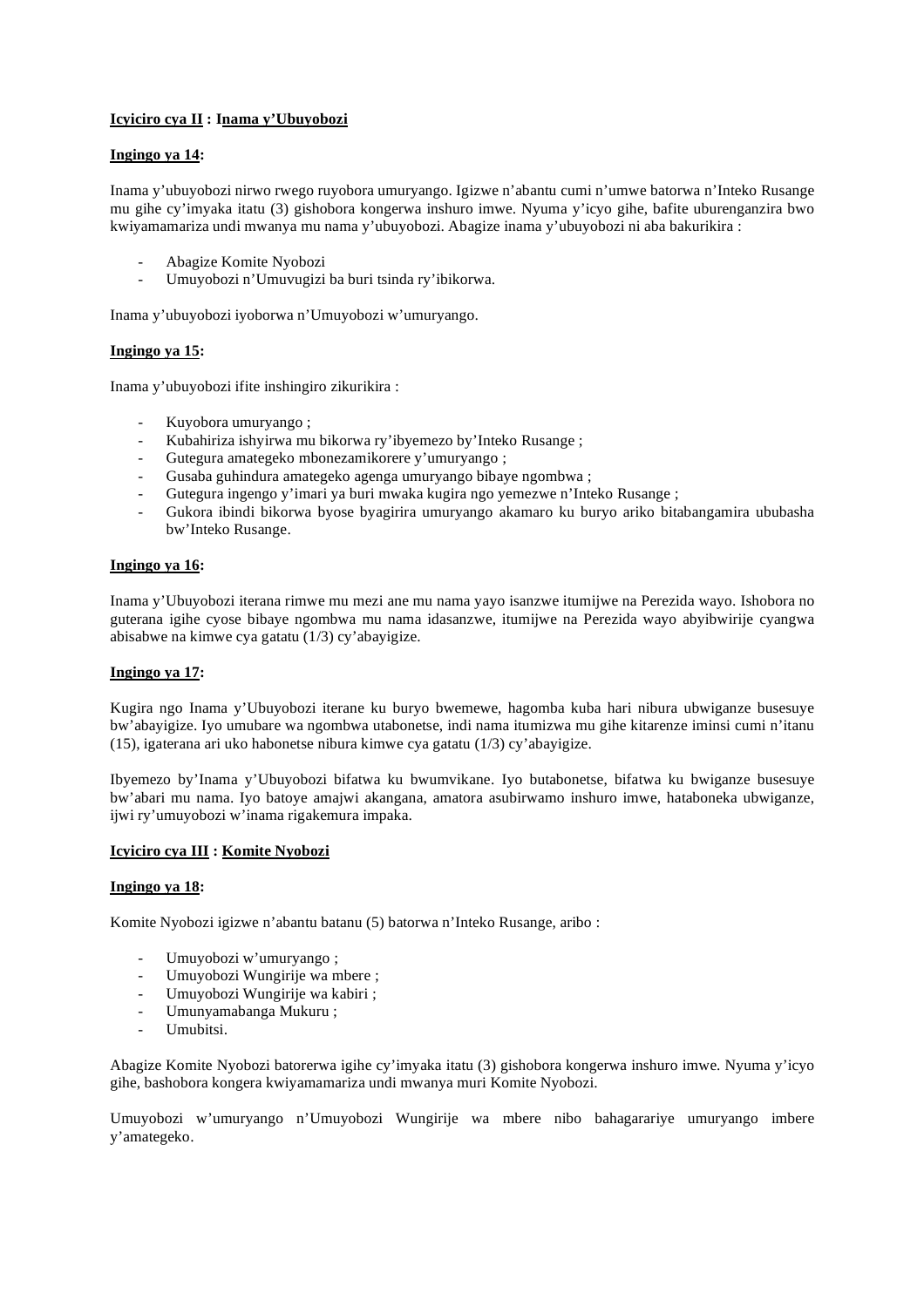**Icyiciro cya II : Inama y'Ubuyobozi**

**Ingingo ya 14:**

Inama y'ubuyobozi nirwo rwego ruyobora umuryango. Igizwe n'abantu cumi n'umwe batorwa n'Inteko Rusange mu gihe cy'imyaka itatu (3) gishobora kongerwa inshuro imwe. Nyuma y'icyo gihe, bafite uburenganzira bwo kwiyamamariza undi mwanya mu nama y'ubuyobozi. Abagize inama y'ubuyobozi ni aba bakurikira :

- Abagize Komite Nyobozi
- Umuyobozi n'Umuvugizi ba buri tsinda ry'ibikorwa.

Inama y'ubuyobozi iyoborwa n'Umuyobozi w'umuryango.

**Ingingo ya 15:**

Inama y'ubuyobozi ifite inshingiro zikurikira :

- Kuyobora umuryango ;
- Kubahiriza ishyirwa mu bikorwa ry'ibyemezo by'Inteko Rusange ;
- Gutegura amategeko mbonezamikorere y'umuryango ;
- Gusaba guhindura amategeko agenga umuryango bibaye ngombwa ;
- Gutegura ingengo y'imari ya buri mwaka kugira ngo yemezwe n'Inteko Rusange ;
- Gukora ibindi bikorwa byose byagirira umuryango akamaro ku buryo ariko bitabangamira ububasha bw'Inteko Rusange.

**Ingingo ya 16:**

Inama y'Ubuyobozi iterana rimwe mu mezi ane mu nama yayo isanzwe itumijwe na Perezida wayo. Ishobora no guterana igihe cyose bibaye ngombwa mu nama idasanzwe, itumijwe na Perezida wayo abyibwirije cyangwa abisabwe na kimwe cya gatatu (1/3) cy'abayigize.

**Ingingo ya 17:**

Kugira ngo Inama y'Ubuyobozi iterane ku buryo bwemewe, hagomba kuba hari nibura ubwiganze busesuye bw'abayigize. Iyo umubare wa ngombwa utabonetse, indi nama itumizwa mu gihe kitarenze iminsi cumi n'itanu (15), igaterana ari uko habonetse nibura kimwe cya gatatu (1/3) cy'abayigize.

Ibyemezo by'Inama y'Ubuyobozi bifatwa ku bwumvikane. Iyo butabonetse, bifatwa ku bwiganze busesuye bw'abari mu nama. Iyo batoye amajwi akangana, amatora asubirwamo inshuro imwe, hataboneka ubwiganze, ijwi ry'umuyobozi w'inama rigakemura impaka.

**Icyiciro cya III : Komite Nyobozi**

**Ingingo ya 18:**

Komite Nyobozi igizwe n'abantu batanu (5) batorwa n'Inteko Rusange, aribo :

- Umuyobozi w'umuryango ;
- Umuyobozi Wungirije wa mbere ;
- Umuyobozi Wungirije wa kabiri ;
- Umunyamabanga Mukuru ;
- Umubitsi.

Abagize Komite Nyobozi batorerwa igihe cy'imyaka itatu (3) gishobora kongerwa inshuro imwe. Nyuma y'icyo gihe, bashobora kongera kwiyamamariza undi mwanya muri Komite Nyobozi.

Umuyobozi w'umuryango n'Umuyobozi Wungirije wa mbere nibo bahagarariye umuryango imbere y'amategeko.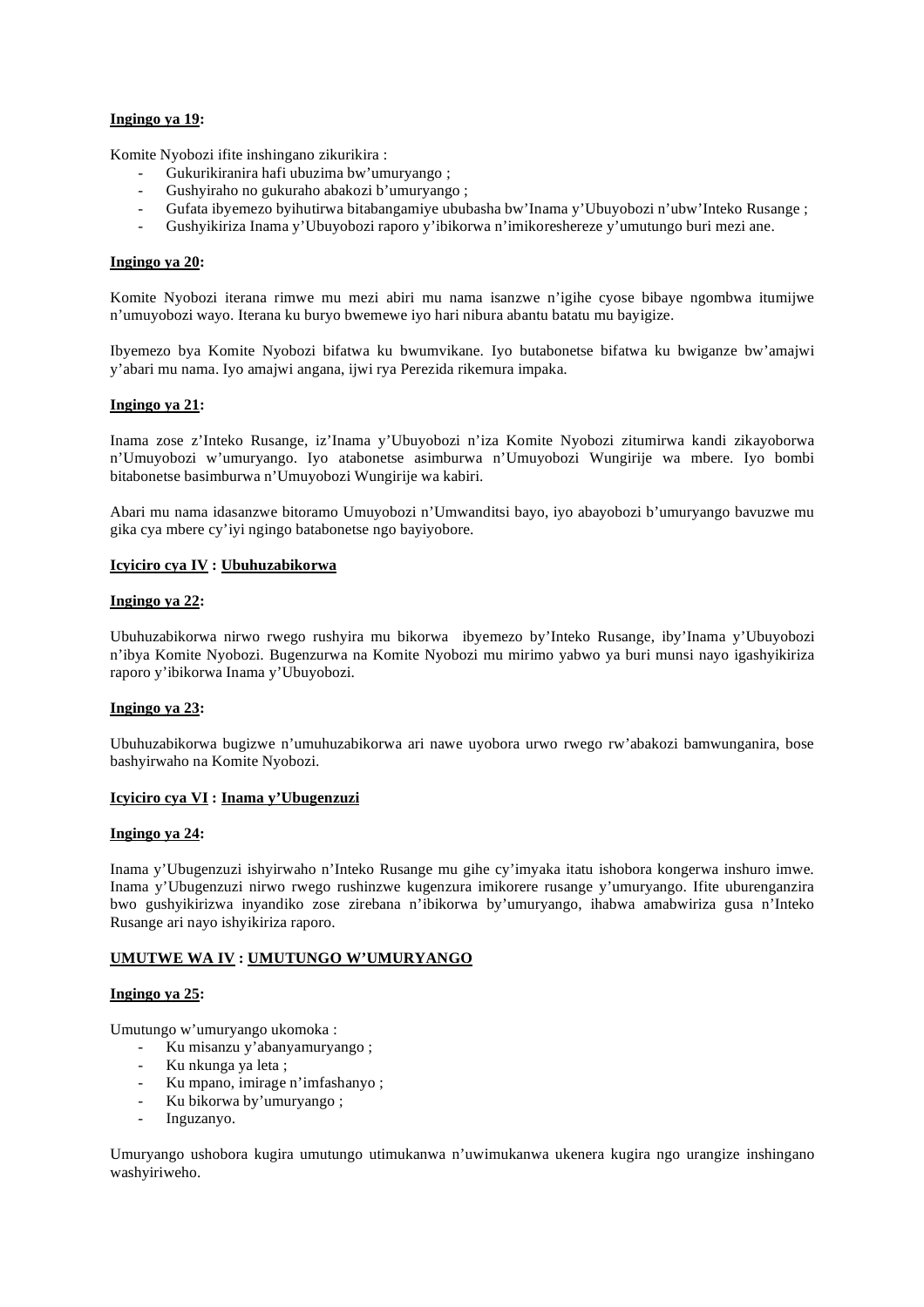**Ingingo ya 19:**

Komite Nyobozi ifite inshingano zikurikira :

- Gukurikiranira hafi ubuzima bw'umuryango ;
- Gushyiraho no gukuraho abakozi b'umuryango ;
- Gufata ibyemezo byihutirwa bitabangamiye ububasha bw'Inama y'Ubuyobozi n'ubw'Inteko Rusange ;
- Gushyikiriza Inama y'Ubuyobozi raporo y'ibikorwa n'imikoreshereze y'umutungo buri mezi ane.

**Ingingo ya 20:**

Komite Nyobozi iterana rimwe mu mezi abiri mu nama isanzwe n'igihe cyose bibaye ngombwa itumijwe n'umuyobozi wayo. Iterana ku buryo bwemewe iyo hari nibura abantu batatu mu bayigize.

Ibyemezo bya Komite Nyobozi bifatwa ku bwumvikane. Iyo butabonetse bifatwa ku bwiganze bw'amajwi y'abari mu nama. Iyo amajwi angana, ijwi rya Perezida rikemura impaka.

**Ingingo ya 21:**

Inama zose z'Inteko Rusange, iz'Inama y'Ubuyobozi n'iza Komite Nyobozi zitumirwa kandi zikayoborwa n'Umuyobozi w'umuryango. Iyo atabonetse asimburwa n'Umuyobozi Wungirije wa mbere. Iyo bombi bitabonetse basimburwa n'Umuyobozi Wungirije wa kabiri.

Abari mu nama idasanzwe bitoramo Umuyobozi n'Umwanditsi bayo, iyo abayobozi b'umuryango bavuzwe mu gika cya mbere cy'iyi ngingo batabonetse ngo bayiyobore.

**Icyiciro cya IV : Ubuhuzabikorwa**

**Ingingo ya 22:**

Ubuhuzabikorwa nirwo rwego rushyira mu bikorwa ibyemezo by'Inteko Rusange, iby'Inama y'Ubuyobozi n'ibya Komite Nyobozi. Bugenzurwa na Komite Nyobozi mu mirimo yabwo ya buri munsi nayo igashyikiriza raporo y'ibikorwa Inama y'Ubuyobozi.

**Ingingo ya 23:**

Ubuhuzabikorwa bugizwe n'umuhuzabikorwa ari nawe uyobora urwo rwego rw'abakozi bamwunganira, bose bashyirwaho na Komite Nyobozi.

**Icyiciro cya VI : Inama y'Ubugenzuzi**

**Ingingo ya 24:**

Inama y'Ubugenzuzi ishyirwaho n'Inteko Rusange mu gihe cy'imyaka itatu ishobora kongerwa inshuro imwe. Inama y'Ubugenzuzi nirwo rwego rushinzwe kugenzura imikorere rusange y'umuryango. Ifite uburenganzira bwo gushyikirizwa inyandiko zose zirebana n'ibikorwa by'umuryango, ihabwa amabwiriza gusa n'Inteko Rusange ari nayo ishyikiriza raporo.

**UMUTWE WA IV : UMUTUNGO W'UMURYANGO**

**Ingingo ya 25:**

Umutungo w'umuryango ukomoka :

- Ku misanzu y'abanyamuryango ;
- Ku nkunga ya leta ;
- Ku mpano, imirage n'imfashanyo ;
- Ku bikorwa by'umuryango ;
- Inguzanyo.

Umuryango ushobora kugira umutungo utimukanwa n'uwimukanwa ukenera kugira ngo urangize inshingano washyiriweho.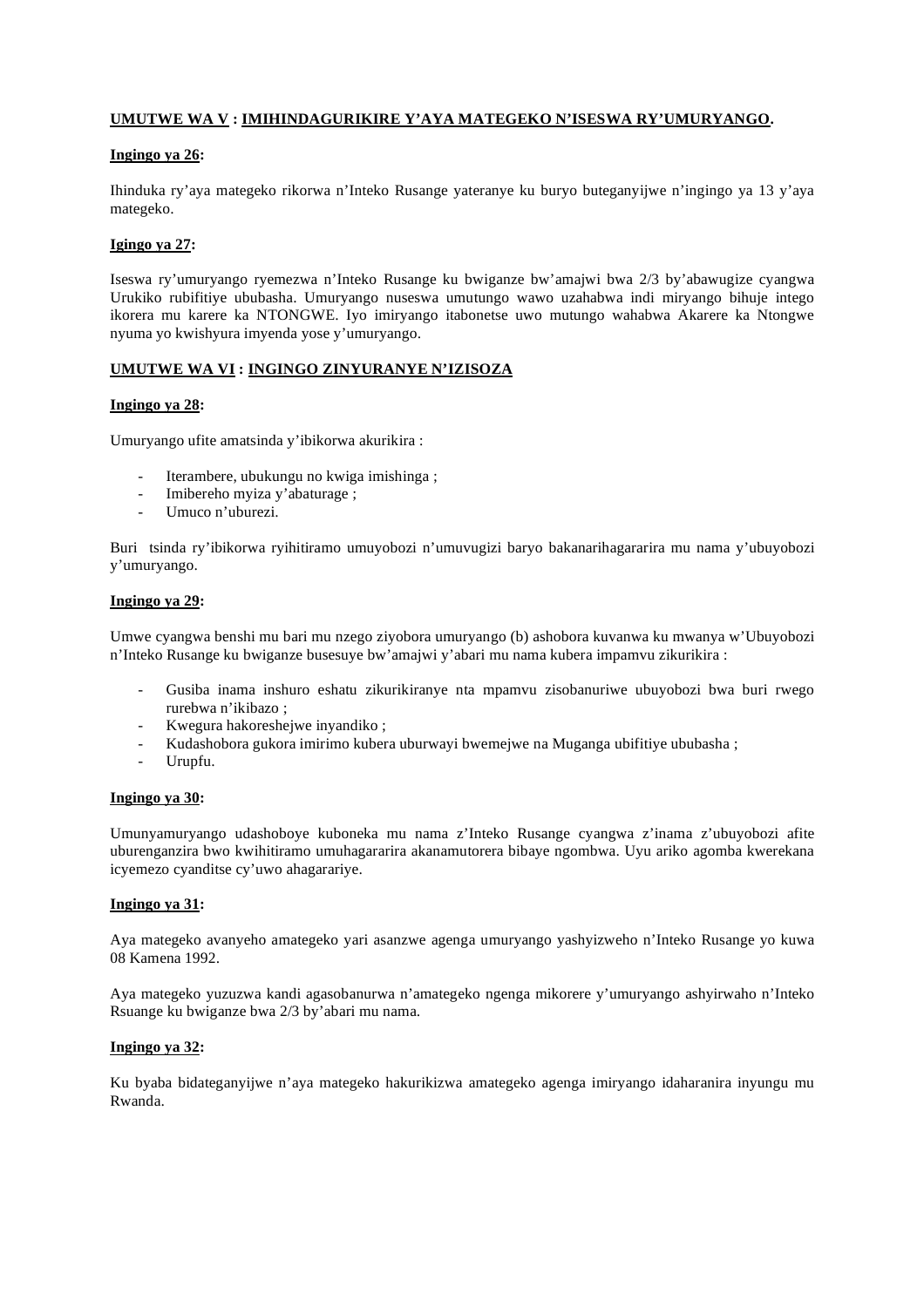**<u>UMUTWE WA V</u> : <u>IMIHINDAGURIKIRE Y'AYA MATEGEKO N'ISESWA RY'UMURYANGO</u>.**

**<u>Ingingo ya 26</u>:**

Ihinduka ry'aya mategeko rikorwa n'Inteko Rusange yateranye ku buryo buteganyijwe n'ingingo ya 13 y'aya mategeko.

**<u>Igingo ya 27</u>:**

Iseswa ry'umuryango ryemezwa n'Inteko Rusange ku bwiganze bw'amajwi bwa 2/3 by'abawugize cyangwa Urukiko rubifitiye ububasha. Umuryango nuseswa umutungo wawo uzahabwa indi miryango bihuje intego ikorera mu karere ka NTONGWE. Iyo imiryango itabonetse uwo mutungo wahabwa Akarere ka Ntongwe nyuma yo kwishyura imyenda yose y'umuryango.

**<u>UMUTWE WA VI</u> : <u>INGINGO ZINYURANYE N'IZISOZA</u>**

**<u>Ingingo ya 28</u>:**

Umuryango ufite amatsinda y'ibikorwa akurikira :

- Iterambere, ubukungu no kwiga imishinga ;
- Imibereho myiza y'abaturage ;
- Umuco n'uburezi.

Buri tsinda ry'ibikorwa ryihitiramo umuyobozi n'umuvugizi baryo bakanarihagararira mu nama y'ubuyobozi y'umuryango.

**<u>Ingingo ya 29</u>:**

Umwe cyangwa benshi mu bari mu nzego ziyobora umuryango (b) ashobora kuvanwa ku mwanya w'Ubuyobozi n'Inteko Rusange ku bwiganze busesuye bw'amajwi y'abari mu nama kubera impamvu zikurikira :

- Gusiba inama inshuro eshatu zikurikiranye nta mpamvu zisobanuriwe ubuyobozi bwa buri rwego rurebwa n'ikibazo ;
- Kwegura hakoreshejwe inyandiko ;
- Kudashobora gukora imirimo kubera uburwayi bwemejwe na Muganga ubifitiye ububasha ;
- Urupfu.

**<u>Ingingo ya 30</u>:**

Umunyamuryango udashoboye kuboneka mu nama z'Inteko Rusange cyangwa z'inama z'ubuyobozi afite uburenganzira bwo kwihitiramo umuhagararira akanamutorera bibaye ngombwa. Uyu ariko agomba kwerekana icyemezo cyanditse cy'uwo ahagarariye.

**<u>Ingingo ya 31</u>:**

Aya mategeko avanyeho amategeko yari asanzwe agenga umuryango yashyizweho n'Inteko Rusange yo kuwa 08 Kamena 1992.

Aya mategeko yuzuzwa kandi agasobanurwa n'amategeko ngenga mikorere y'umuryango ashyirwaho n'Inteko Rsuange ku bwiganze bwa 2/3 by'abari mu nama.

**<u>Ingingo ya 32</u>:**

Ku byaba bidateganyijwe n'aya mategeko hakurikizwa amategeko agenga imiryango idaharanira inyungu mu Rwanda.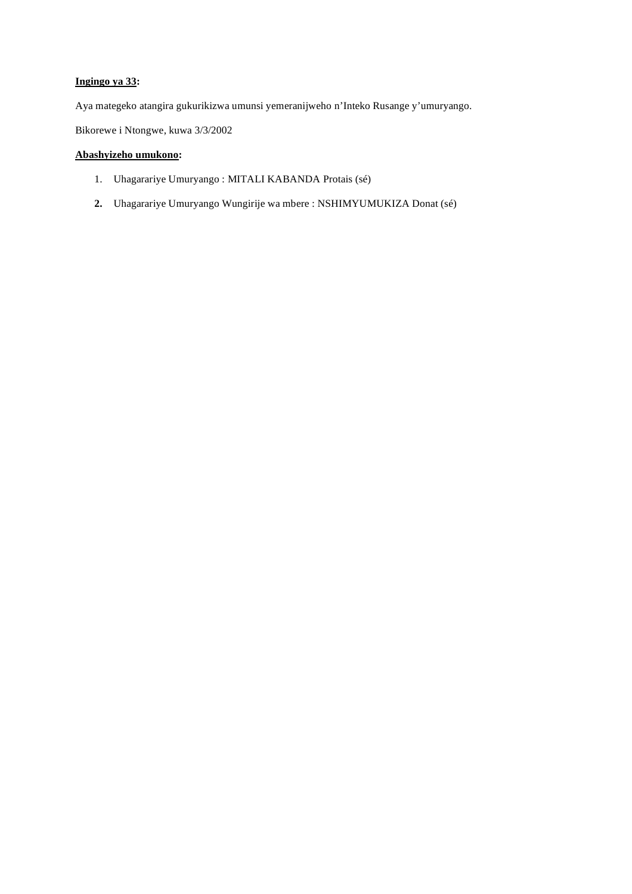**<u>Ingingo ya 33</u>:**

Aya mategeko atangira gukurikizwa umunsi yemeranijweho n'Inteko Rusange y'umuryango.

Bikorewe i Ntongwe, kuwa 3/3/2002

**<u>Abashyizeho umukono</u>:**

1. Uhagarariye Umuryango : MITALI KABANDA Protais (sé)
2. Uhagarariye Umuryango Wungirije wa mbere : NSHIMYUMUKIZA Donat (sé)